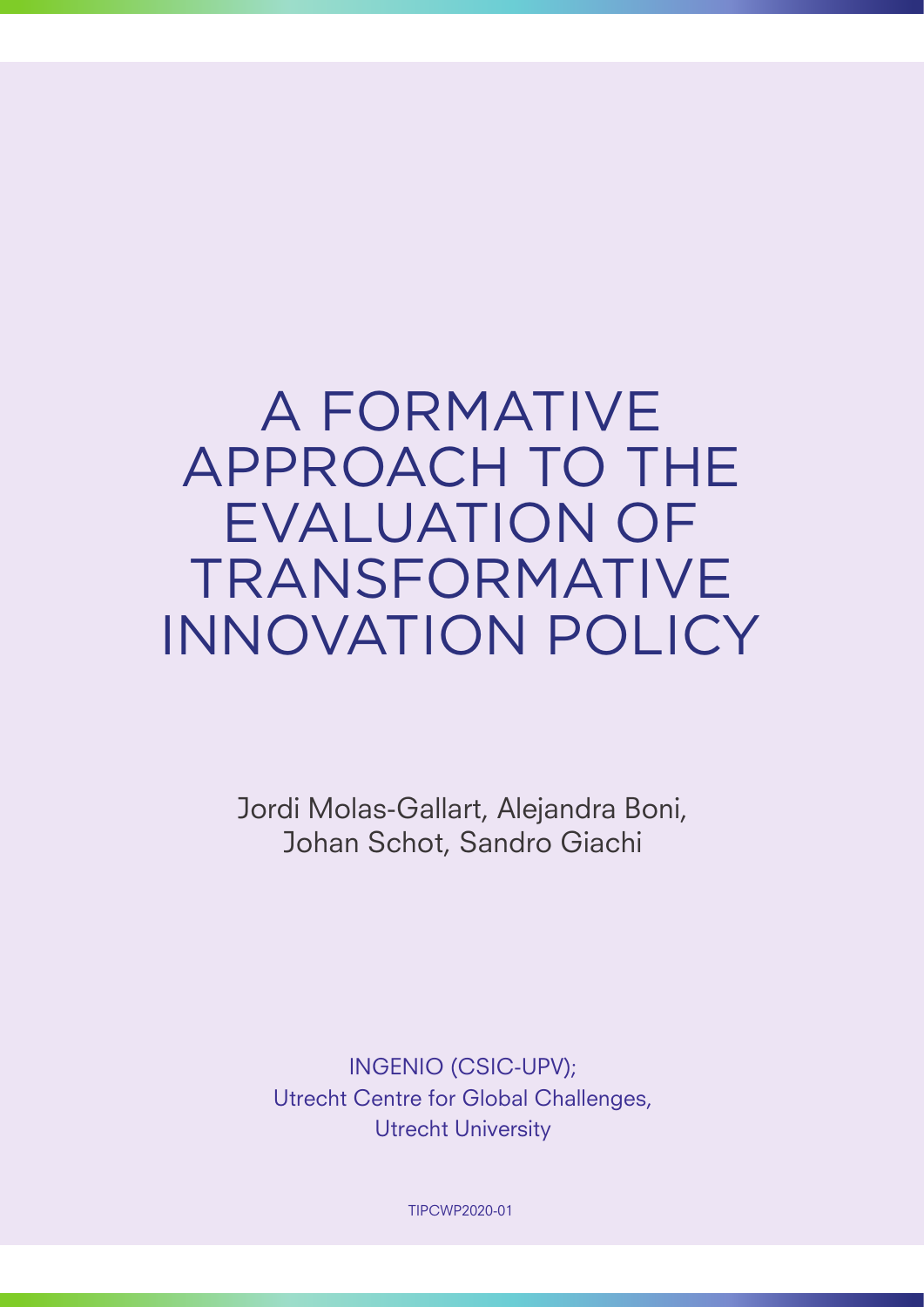# A FORMATIVE APPROACH TO THE EVALUATION OF TRANSFORMATIVE INNOVATION POLICY

Jordi Molas-Gallart, Alejandra Boni, Johan Schot, Sandro Giachi

INGENIO (CSIC-UPV);
Utrecht Centre for Global Challenges,
Utrecht University

TIPCWP2020-01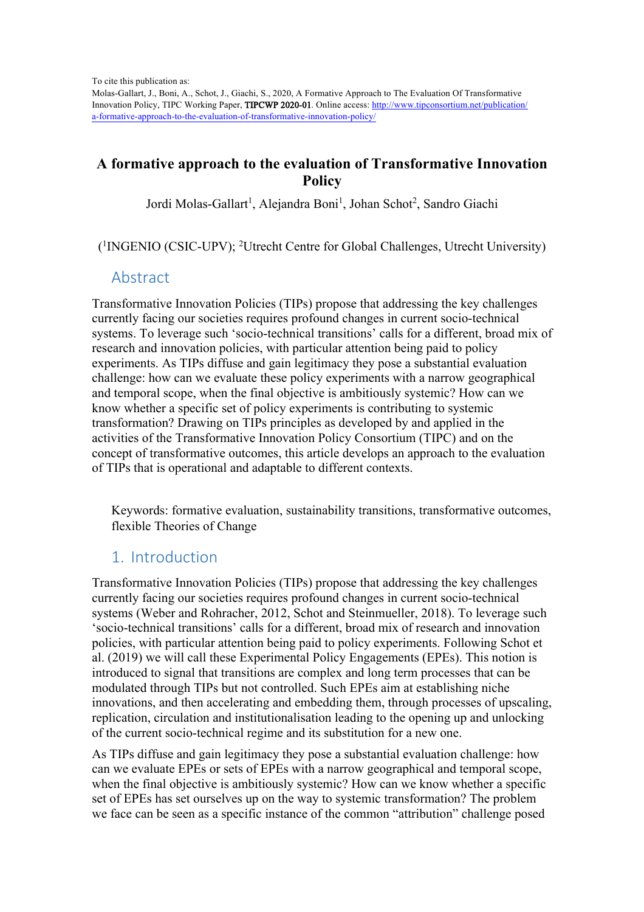To cite this publication as:
Molas-Gallart, J., Boni, A., Schot, J., Giachi, S., 2020, A Formative Approach to The Evaluation Of Transformative Innovation Policy, TIPC Working Paper, **TIPCWP 2020-01**. Online access: [http://www.tipconsortium.net/publication/a-formative-approach-to-the-evaluation-of-transformative-innovation-policy/](http://www.tipconsortium.net/publication/a-formative-approach-to-the-evaluation-of-transformative-innovation-policy/)

# A formative approach to the evaluation of Transformative Innovation Policy

Jordi Molas-Gallart[1], Alejandra Boni[1], Johan Schot[2], Sandro Giachi

([1]INGENIO (CSIC-UPV); [2]Utrecht Centre for Global Challenges, Utrecht University)

## Abstract

Transformative Innovation Policies (TIPs) propose that addressing the key challenges currently facing our societies requires profound changes in current socio-technical systems. To leverage such 'socio-technical transitions' calls for a different, broad mix of research and innovation policies, with particular attention being paid to policy experiments. As TIPs diffuse and gain legitimacy they pose a substantial evaluation challenge: how can we evaluate these policy experiments with a narrow geographical and temporal scope, when the final objective is ambitiously systemic? How can we know whether a specific set of policy experiments is contributing to systemic transformation? Drawing on TIPs principles as developed by and applied in the activities of the Transformative Innovation Policy Consortium (TIPC) and on the concept of transformative outcomes, this article develops an approach to the evaluation of TIPs that is operational and adaptable to different contexts.

Keywords: formative evaluation, sustainability transitions, transformative outcomes, flexible Theories of Change

## 1. Introduction

Transformative Innovation Policies (TIPs) propose that addressing the key challenges currently facing our societies requires profound changes in current socio-technical systems (Weber and Rohracher, 2012, Schot and Steinmueller, 2018). To leverage such 'socio-technical transitions' calls for a different, broad mix of research and innovation policies, with particular attention being paid to policy experiments. Following Schot et al. (2019) we will call these Experimental Policy Engagements (EPEs). This notion is introduced to signal that transitions are complex and long term processes that can be modulated through TIPs but not controlled. Such EPEs aim at establishing niche innovations, and then accelerating and embedding them, through processes of upscaling, replication, circulation and institutionalisation leading to the opening up and unlocking of the current socio-technical regime and its substitution for a new one.

As TIPs diffuse and gain legitimacy they pose a substantial evaluation challenge: how can we evaluate EPEs or sets of EPEs with a narrow geographical and temporal scope, when the final objective is ambitiously systemic? How can we know whether a specific set of EPEs has set ourselves up on the way to systemic transformation? The problem we face can be seen as a specific instance of the common "attribution" challenge posed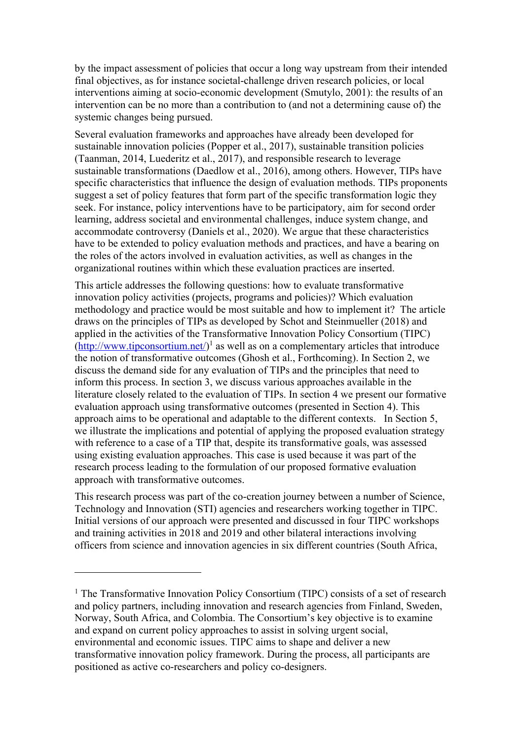by the impact assessment of policies that occur a long way upstream from their intended final objectives, as for instance societal-challenge driven research policies, or local interventions aiming at socio-economic development (Smutylo, 2001): the results of an intervention can be no more than a contribution to (and not a determining cause of) the systemic changes being pursued.

Several evaluation frameworks and approaches have already been developed for sustainable innovation policies (Popper et al., 2017), sustainable transition policies (Taanman, 2014, Luederitz et al., 2017), and responsible research to leverage sustainable transformations (Daedlow et al., 2016), among others. However, TIPs have specific characteristics that influence the design of evaluation methods. TIPs proponents suggest a set of policy features that form part of the specific transformation logic they seek. For instance, policy interventions have to be participatory, aim for second order learning, address societal and environmental challenges, induce system change, and accommodate controversy (Daniels et al., 2020). We argue that these characteristics have to be extended to policy evaluation methods and practices, and have a bearing on the roles of the actors involved in evaluation activities, as well as changes in the organizational routines within which these evaluation practices are inserted.

This article addresses the following questions: how to evaluate transformative innovation policy activities (projects, programs and policies)? Which evaluation methodology and practice would be most suitable and how to implement it? The article draws on the principles of TIPs as developed by Schot and Steinmueller (2018) and applied in the activities of the Transformative Innovation Policy Consortium (TIPC) (http://www.tipconsortium.net/)[1] as well as on a complementary articles that introduce the notion of transformative outcomes (Ghosh et al., Forthcoming). In Section 2, we discuss the demand side for any evaluation of TIPs and the principles that need to inform this process. In section 3, we discuss various approaches available in the literature closely related to the evaluation of TIPs. In section 4 we present our formative evaluation approach using transformative outcomes (presented in Section 4). This approach aims to be operational and adaptable to the different contexts. In Section 5, we illustrate the implications and potential of applying the proposed evaluation strategy with reference to a case of a TIP that, despite its transformative goals, was assessed using existing evaluation approaches. This case is used because it was part of the research process leading to the formulation of our proposed formative evaluation approach with transformative outcomes.

This research process was part of the co-creation journey between a number of Science, Technology and Innovation (STI) agencies and researchers working together in TIPC. Initial versions of our approach were presented and discussed in four TIPC workshops and training activities in 2018 and 2019 and other bilateral interactions involving officers from science and innovation agencies in six different countries (South Africa,

[1] The Transformative Innovation Policy Consortium (TIPC) consists of a set of research and policy partners, including innovation and research agencies from Finland, Sweden, Norway, South Africa, and Colombia. The Consortium's key objective is to examine and expand on current policy approaches to assist in solving urgent social, environmental and economic issues. TIPC aims to shape and deliver a new transformative innovation policy framework. During the process, all participants are positioned as active co-researchers and policy co-designers.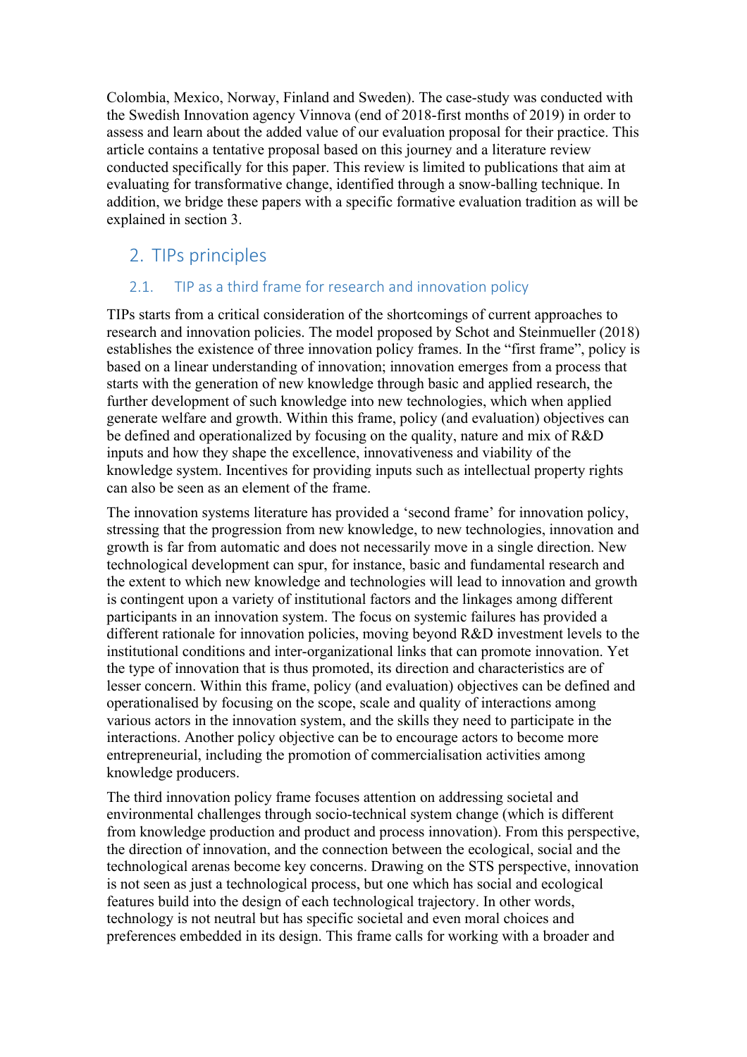Colombia, Mexico, Norway, Finland and Sweden). The case-study was conducted with the Swedish Innovation agency Vinnova (end of 2018-first months of 2019) in order to assess and learn about the added value of our evaluation proposal for their practice. This article contains a tentative proposal based on this journey and a literature review conducted specifically for this paper. This review is limited to publications that aim at evaluating for transformative change, identified through a snow-balling technique. In addition, we bridge these papers with a specific formative evaluation tradition as will be explained in section 3.

## 2. TIPs principles

### 2.1. TIP as a third frame for research and innovation policy

TIPs starts from a critical consideration of the shortcomings of current approaches to research and innovation policies. The model proposed by Schot and Steinmueller (2018) establishes the existence of three innovation policy frames. In the "first frame", policy is based on a linear understanding of innovation; innovation emerges from a process that starts with the generation of new knowledge through basic and applied research, the further development of such knowledge into new technologies, which when applied generate welfare and growth. Within this frame, policy (and evaluation) objectives can be defined and operationalized by focusing on the quality, nature and mix of R&D inputs and how they shape the excellence, innovativeness and viability of the knowledge system. Incentives for providing inputs such as intellectual property rights can also be seen as an element of the frame.

The innovation systems literature has provided a 'second frame' for innovation policy, stressing that the progression from new knowledge, to new technologies, innovation and growth is far from automatic and does not necessarily move in a single direction. New technological development can spur, for instance, basic and fundamental research and the extent to which new knowledge and technologies will lead to innovation and growth is contingent upon a variety of institutional factors and the linkages among different participants in an innovation system. The focus on systemic failures has provided a different rationale for innovation policies, moving beyond R&D investment levels to the institutional conditions and inter-organizational links that can promote innovation. Yet the type of innovation that is thus promoted, its direction and characteristics are of lesser concern. Within this frame, policy (and evaluation) objectives can be defined and operationalised by focusing on the scope, scale and quality of interactions among various actors in the innovation system, and the skills they need to participate in the interactions. Another policy objective can be to encourage actors to become more entrepreneurial, including the promotion of commercialisation activities among knowledge producers.

The third innovation policy frame focuses attention on addressing societal and environmental challenges through socio-technical system change (which is different from knowledge production and product and process innovation). From this perspective, the direction of innovation, and the connection between the ecological, social and the technological arenas become key concerns. Drawing on the STS perspective, innovation is not seen as just a technological process, but one which has social and ecological features build into the design of each technological trajectory. In other words, technology is not neutral but has specific societal and even moral choices and preferences embedded in its design. This frame calls for working with a broader and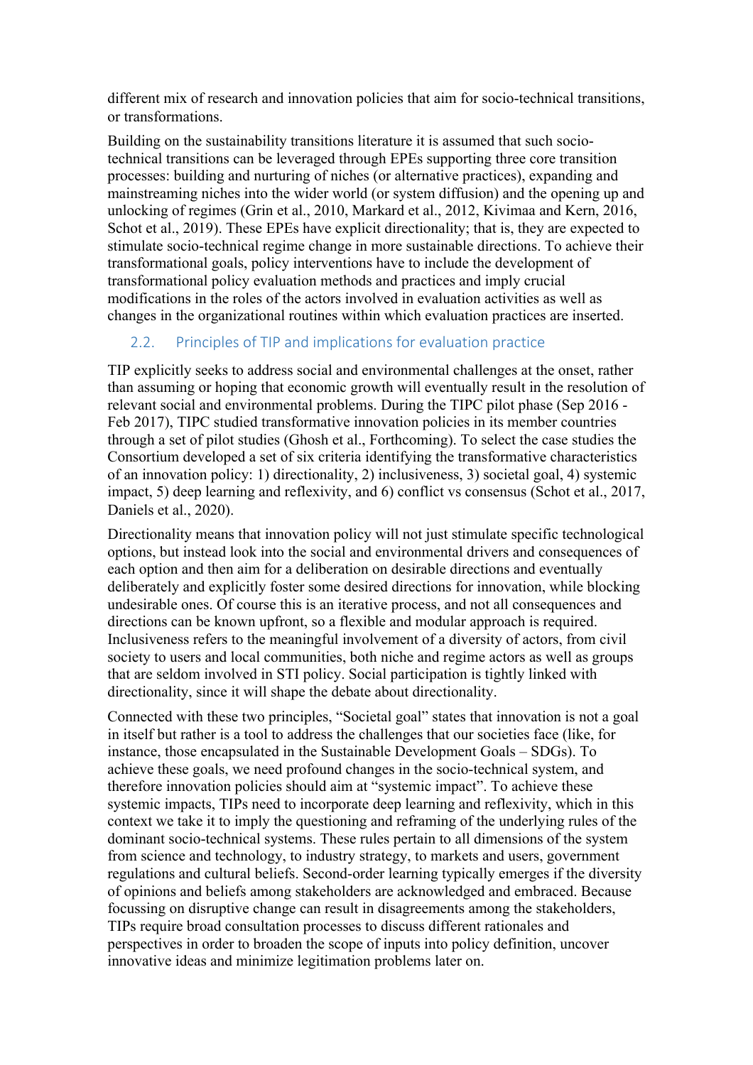different mix of research and innovation policies that aim for socio-technical transitions, or transformations.

Building on the sustainability transitions literature it is assumed that such socio-technical transitions can be leveraged through EPEs supporting three core transition processes: building and nurturing of niches (or alternative practices), expanding and mainstreaming niches into the wider world (or system diffusion) and the opening up and unlocking of regimes (Grin et al., 2010, Markard et al., 2012, Kivimaa and Kern, 2016, Schot et al., 2019). These EPEs have explicit directionality; that is, they are expected to stimulate socio-technical regime change in more sustainable directions. To achieve their transformational goals, policy interventions have to include the development of transformational policy evaluation methods and practices and imply crucial modifications in the roles of the actors involved in evaluation activities as well as changes in the organizational routines within which evaluation practices are inserted.

### 2.2. Principles of TIP and implications for evaluation practice

TIP explicitly seeks to address social and environmental challenges at the onset, rather than assuming or hoping that economic growth will eventually result in the resolution of relevant social and environmental problems. During the TIPC pilot phase (Sep 2016 - Feb 2017), TIPC studied transformative innovation policies in its member countries through a set of pilot studies (Ghosh et al., Forthcoming). To select the case studies the Consortium developed a set of six criteria identifying the transformative characteristics of an innovation policy: 1) directionality, 2) inclusiveness, 3) societal goal, 4) systemic impact, 5) deep learning and reflexivity, and 6) conflict vs consensus (Schot et al., 2017, Daniels et al., 2020).

Directionality means that innovation policy will not just stimulate specific technological options, but instead look into the social and environmental drivers and consequences of each option and then aim for a deliberation on desirable directions and eventually deliberately and explicitly foster some desired directions for innovation, while blocking undesirable ones. Of course this is an iterative process, and not all consequences and directions can be known upfront, so a flexible and modular approach is required. Inclusiveness refers to the meaningful involvement of a diversity of actors, from civil society to users and local communities, both niche and regime actors as well as groups that are seldom involved in STI policy. Social participation is tightly linked with directionality, since it will shape the debate about directionality.

Connected with these two principles, "Societal goal" states that innovation is not a goal in itself but rather is a tool to address the challenges that our societies face (like, for instance, those encapsulated in the Sustainable Development Goals – SDGs). To achieve these goals, we need profound changes in the socio-technical system, and therefore innovation policies should aim at "systemic impact". To achieve these systemic impacts, TIPs need to incorporate deep learning and reflexivity, which in this context we take it to imply the questioning and reframing of the underlying rules of the dominant socio-technical systems. These rules pertain to all dimensions of the system from science and technology, to industry strategy, to markets and users, government regulations and cultural beliefs. Second-order learning typically emerges if the diversity of opinions and beliefs among stakeholders are acknowledged and embraced. Because focussing on disruptive change can result in disagreements among the stakeholders, TIPs require broad consultation processes to discuss different rationales and perspectives in order to broaden the scope of inputs into policy definition, uncover innovative ideas and minimize legitimation problems later on.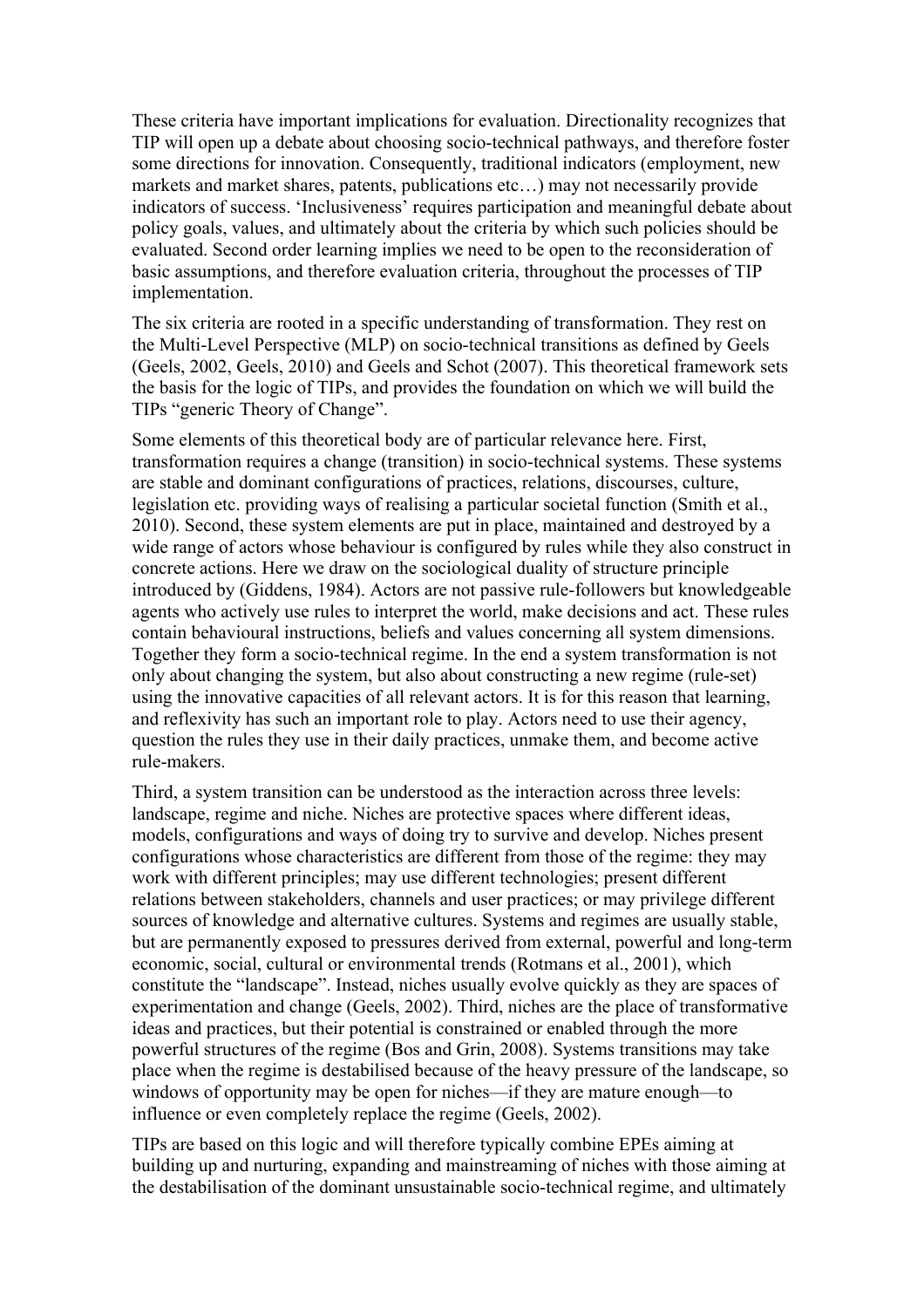These criteria have important implications for evaluation. Directionality recognizes that TIP will open up a debate about choosing socio-technical pathways, and therefore foster some directions for innovation. Consequently, traditional indicators (employment, new markets and market shares, patents, publications etc…) may not necessarily provide indicators of success. 'Inclusiveness' requires participation and meaningful debate about policy goals, values, and ultimately about the criteria by which such policies should be evaluated. Second order learning implies we need to be open to the reconsideration of basic assumptions, and therefore evaluation criteria, throughout the processes of TIP implementation.

The six criteria are rooted in a specific understanding of transformation. They rest on the Multi-Level Perspective (MLP) on socio-technical transitions as defined by Geels (Geels, 2002, Geels, 2010) and Geels and Schot (2007). This theoretical framework sets the basis for the logic of TIPs, and provides the foundation on which we will build the TIPs "generic Theory of Change".

Some elements of this theoretical body are of particular relevance here. First, transformation requires a change (transition) in socio-technical systems. These systems are stable and dominant configurations of practices, relations, discourses, culture, legislation etc. providing ways of realising a particular societal function (Smith et al., 2010). Second, these system elements are put in place, maintained and destroyed by a wide range of actors whose behaviour is configured by rules while they also construct in concrete actions. Here we draw on the sociological duality of structure principle introduced by (Giddens, 1984). Actors are not passive rule-followers but knowledgeable agents who actively use rules to interpret the world, make decisions and act. These rules contain behavioural instructions, beliefs and values concerning all system dimensions. Together they form a socio-technical regime. In the end a system transformation is not only about changing the system, but also about constructing a new regime (rule-set) using the innovative capacities of all relevant actors. It is for this reason that learning, and reflexivity has such an important role to play. Actors need to use their agency, question the rules they use in their daily practices, unmake them, and become active rule-makers.

Third, a system transition can be understood as the interaction across three levels: landscape, regime and niche. Niches are protective spaces where different ideas, models, configurations and ways of doing try to survive and develop. Niches present configurations whose characteristics are different from those of the regime: they may work with different principles; may use different technologies; present different relations between stakeholders, channels and user practices; or may privilege different sources of knowledge and alternative cultures. Systems and regimes are usually stable, but are permanently exposed to pressures derived from external, powerful and long-term economic, social, cultural or environmental trends (Rotmans et al., 2001), which constitute the "landscape". Instead, niches usually evolve quickly as they are spaces of experimentation and change (Geels, 2002). Third, niches are the place of transformative ideas and practices, but their potential is constrained or enabled through the more powerful structures of the regime (Bos and Grin, 2008). Systems transitions may take place when the regime is destabilised because of the heavy pressure of the landscape, so windows of opportunity may be open for niches—if they are mature enough—to influence or even completely replace the regime (Geels, 2002).

TIPs are based on this logic and will therefore typically combine EPEs aiming at building up and nurturing, expanding and mainstreaming of niches with those aiming at the destabilisation of the dominant unsustainable socio-technical regime, and ultimately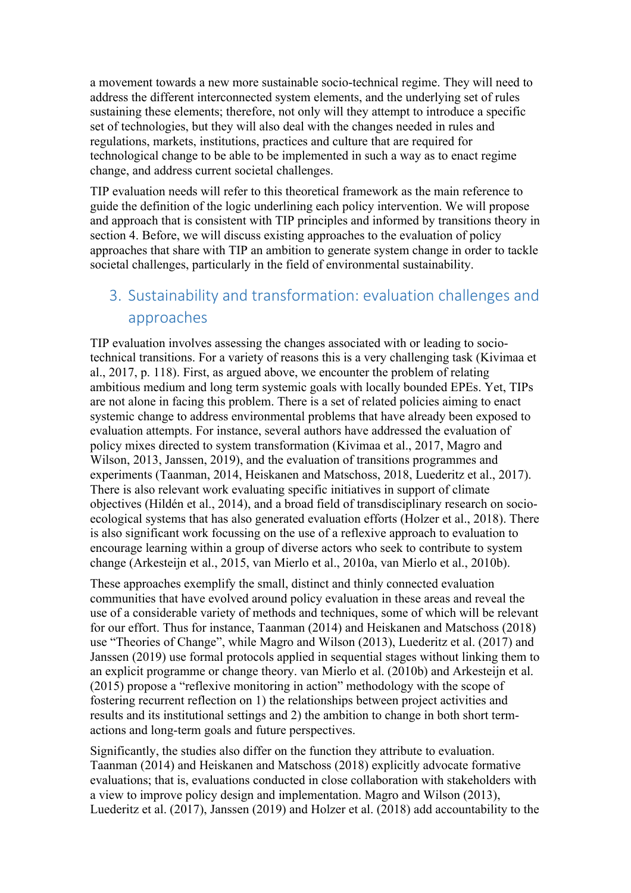a movement towards a new more sustainable socio-technical regime. They will need to address the different interconnected system elements, and the underlying set of rules sustaining these elements; therefore, not only will they attempt to introduce a specific set of technologies, but they will also deal with the changes needed in rules and regulations, markets, institutions, practices and culture that are required for technological change to be able to be implemented in such a way as to enact regime change, and address current societal challenges.

TIP evaluation needs will refer to this theoretical framework as the main reference to guide the definition of the logic underlining each policy intervention. We will propose and approach that is consistent with TIP principles and informed by transitions theory in section 4. Before, we will discuss existing approaches to the evaluation of policy approaches that share with TIP an ambition to generate system change in order to tackle societal challenges, particularly in the field of environmental sustainability.

## 3. Sustainability and transformation: evaluation challenges and approaches

TIP evaluation involves assessing the changes associated with or leading to socio-technical transitions. For a variety of reasons this is a very challenging task (Kivimaa et al., 2017, p. 118). First, as argued above, we encounter the problem of relating ambitious medium and long term systemic goals with locally bounded EPEs. Yet, TIPs are not alone in facing this problem. There is a set of related policies aiming to enact systemic change to address environmental problems that have already been exposed to evaluation attempts. For instance, several authors have addressed the evaluation of policy mixes directed to system transformation (Kivimaa et al., 2017, Magro and Wilson, 2013, Janssen, 2019), and the evaluation of transitions programmes and experiments (Taanman, 2014, Heiskanen and Matschoss, 2018, Luederitz et al., 2017). There is also relevant work evaluating specific initiatives in support of climate objectives (Hildén et al., 2014), and a broad field of transdisciplinary research on socio-ecological systems that has also generated evaluation efforts (Holzer et al., 2018). There is also significant work focussing on the use of a reflexive approach to evaluation to encourage learning within a group of diverse actors who seek to contribute to system change (Arkesteijn et al., 2015, van Mierlo et al., 2010a, van Mierlo et al., 2010b).

These approaches exemplify the small, distinct and thinly connected evaluation communities that have evolved around policy evaluation in these areas and reveal the use of a considerable variety of methods and techniques, some of which will be relevant for our effort. Thus for instance, Taanman (2014) and Heiskanen and Matschoss (2018) use "Theories of Change", while Magro and Wilson (2013), Luederitz et al. (2017) and Janssen (2019) use formal protocols applied in sequential stages without linking them to an explicit programme or change theory. van Mierlo et al. (2010b) and Arkesteijn et al. (2015) propose a "reflexive monitoring in action" methodology with the scope of fostering recurrent reflection on 1) the relationships between project activities and results and its institutional settings and 2) the ambition to change in both short term-actions and long-term goals and future perspectives.

Significantly, the studies also differ on the function they attribute to evaluation. Taanman (2014) and Heiskanen and Matschoss (2018) explicitly advocate formative evaluations; that is, evaluations conducted in close collaboration with stakeholders with a view to improve policy design and implementation. Magro and Wilson (2013), Luederitz et al. (2017), Janssen (2019) and Holzer et al. (2018) add accountability to the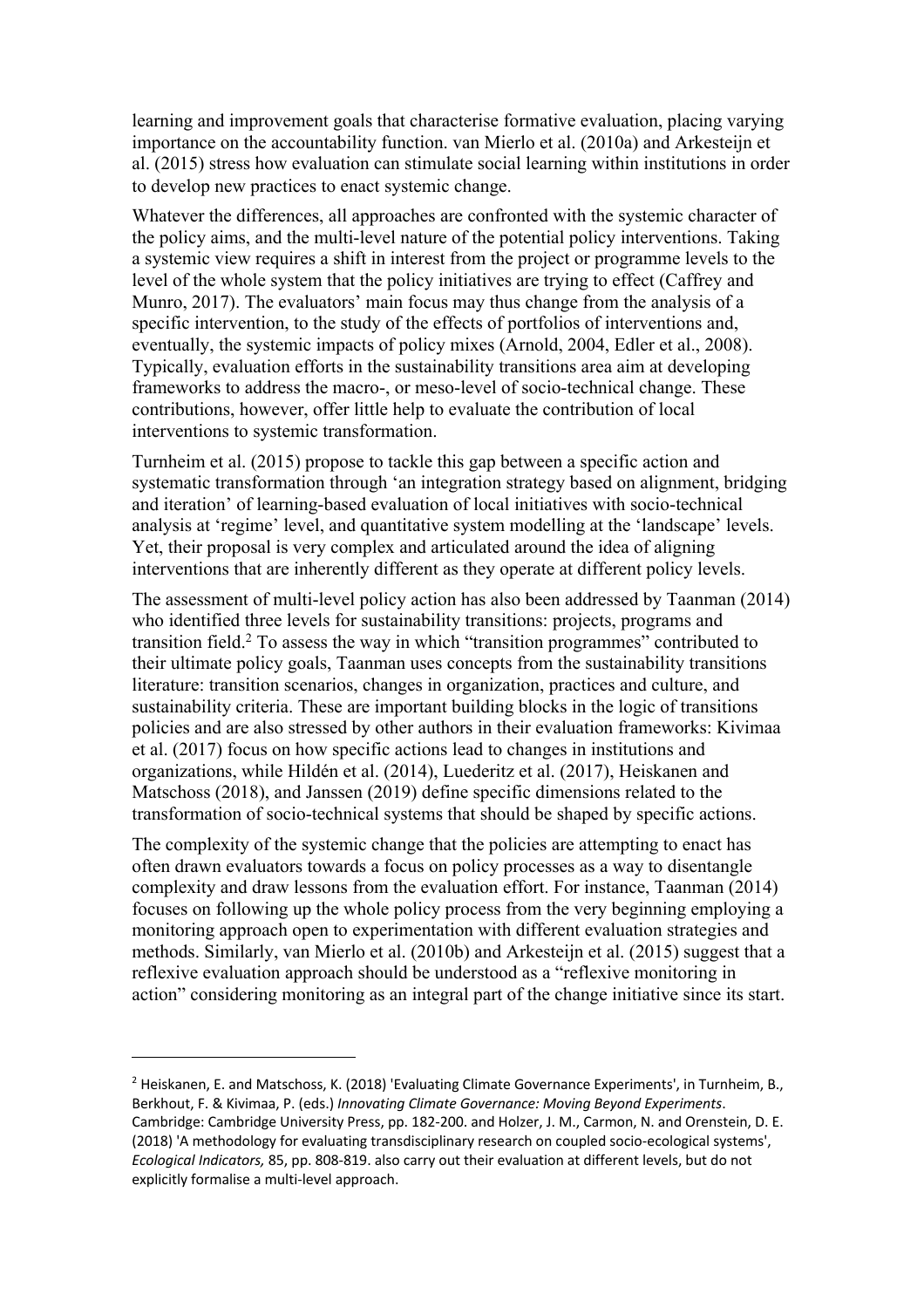learning and improvement goals that characterise formative evaluation, placing varying importance on the accountability function. van Mierlo et al. (2010a) and Arkesteijn et al. (2015) stress how evaluation can stimulate social learning within institutions in order to develop new practices to enact systemic change.

Whatever the differences, all approaches are confronted with the systemic character of the policy aims, and the multi-level nature of the potential policy interventions. Taking a systemic view requires a shift in interest from the project or programme levels to the level of the whole system that the policy initiatives are trying to effect (Caffrey and Munro, 2017). The evaluators' main focus may thus change from the analysis of a specific intervention, to the study of the effects of portfolios of interventions and, eventually, the systemic impacts of policy mixes (Arnold, 2004, Edler et al., 2008). Typically, evaluation efforts in the sustainability transitions area aim at developing frameworks to address the macro-, or meso-level of socio-technical change. These contributions, however, offer little help to evaluate the contribution of local interventions to systemic transformation.

Turnheim et al. (2015) propose to tackle this gap between a specific action and systematic transformation through 'an integration strategy based on alignment, bridging and iteration' of learning-based evaluation of local initiatives with socio-technical analysis at 'regime' level, and quantitative system modelling at the 'landscape' levels. Yet, their proposal is very complex and articulated around the idea of aligning interventions that are inherently different as they operate at different policy levels.

The assessment of multi-level policy action has also been addressed by Taanman (2014) who identified three levels for sustainability transitions: projects, programs and transition field.[2] To assess the way in which "transition programmes" contributed to their ultimate policy goals, Taanman uses concepts from the sustainability transitions literature: transition scenarios, changes in organization, practices and culture, and sustainability criteria. These are important building blocks in the logic of transitions policies and are also stressed by other authors in their evaluation frameworks: Kivimaa et al. (2017) focus on how specific actions lead to changes in institutions and organizations, while Hildén et al. (2014), Luederitz et al. (2017), Heiskanen and Matschoss (2018), and Janssen (2019) define specific dimensions related to the transformation of socio-technical systems that should be shaped by specific actions.

The complexity of the systemic change that the policies are attempting to enact has often drawn evaluators towards a focus on policy processes as a way to disentangle complexity and draw lessons from the evaluation effort. For instance, Taanman (2014) focuses on following up the whole policy process from the very beginning employing a monitoring approach open to experimentation with different evaluation strategies and methods. Similarly, van Mierlo et al. (2010b) and Arkesteijn et al. (2015) suggest that a reflexive evaluation approach should be understood as a "reflexive monitoring in action" considering monitoring as an integral part of the change initiative since its start.

---

[2] Heiskanen, E. and Matschoss, K. (2018) 'Evaluating Climate Governance Experiments', in Turnheim, B., Berkhout, F. & Kivimaa, P. (eds.) *Innovating Climate Governance: Moving Beyond Experiments*. Cambridge: Cambridge University Press, pp. 182-200. and Holzer, J. M., Carmon, N. and Orenstein, D. E. (2018) 'A methodology for evaluating transdisciplinary research on coupled socio-ecological systems', *Ecological Indicators,* 85, pp. 808-819. also carry out their evaluation at different levels, but do not explicitly formalise a multi-level approach.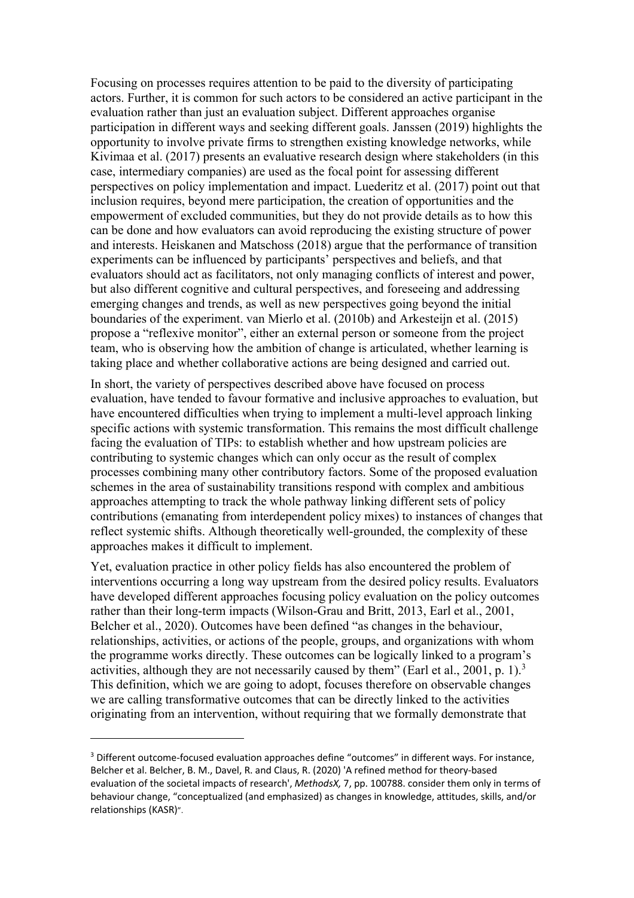Focusing on processes requires attention to be paid to the diversity of participating actors. Further, it is common for such actors to be considered an active participant in the evaluation rather than just an evaluation subject. Different approaches organise participation in different ways and seeking different goals. Janssen (2019) highlights the opportunity to involve private firms to strengthen existing knowledge networks, while Kivimaa et al. (2017) presents an evaluative research design where stakeholders (in this case, intermediary companies) are used as the focal point for assessing different perspectives on policy implementation and impact. Luederitz et al. (2017) point out that inclusion requires, beyond mere participation, the creation of opportunities and the empowerment of excluded communities, but they do not provide details as to how this can be done and how evaluators can avoid reproducing the existing structure of power and interests. Heiskanen and Matschoss (2018) argue that the performance of transition experiments can be influenced by participants' perspectives and beliefs, and that evaluators should act as facilitators, not only managing conflicts of interest and power, but also different cognitive and cultural perspectives, and foreseeing and addressing emerging changes and trends, as well as new perspectives going beyond the initial boundaries of the experiment. van Mierlo et al. (2010b) and Arkesteijn et al. (2015) propose a "reflexive monitor", either an external person or someone from the project team, who is observing how the ambition of change is articulated, whether learning is taking place and whether collaborative actions are being designed and carried out.

In short, the variety of perspectives described above have focused on process evaluation, have tended to favour formative and inclusive approaches to evaluation, but have encountered difficulties when trying to implement a multi-level approach linking specific actions with systemic transformation. This remains the most difficult challenge facing the evaluation of TIPs: to establish whether and how upstream policies are contributing to systemic changes which can only occur as the result of complex processes combining many other contributory factors. Some of the proposed evaluation schemes in the area of sustainability transitions respond with complex and ambitious approaches attempting to track the whole pathway linking different sets of policy contributions (emanating from interdependent policy mixes) to instances of changes that reflect systemic shifts. Although theoretically well-grounded, the complexity of these approaches makes it difficult to implement.

Yet, evaluation practice in other policy fields has also encountered the problem of interventions occurring a long way upstream from the desired policy results. Evaluators have developed different approaches focusing policy evaluation on the policy outcomes rather than their long-term impacts (Wilson-Grau and Britt, 2013, Earl et al., 2001, Belcher et al., 2020). Outcomes have been defined "as changes in the behaviour, relationships, activities, or actions of the people, groups, and organizations with whom the programme works directly. These outcomes can be logically linked to a program's activities, although they are not necessarily caused by them" (Earl et al., 2001, p. 1).[3] This definition, which we are going to adopt, focuses therefore on observable changes we are calling transformative outcomes that can be directly linked to the activities originating from an intervention, without requiring that we formally demonstrate that

---

[3] Different outcome-focused evaluation approaches define "outcomes" in different ways. For instance, Belcher et al. Belcher, B. M., Davel, R. and Claus, R. (2020) 'A refined method for theory-based evaluation of the societal impacts of research', *MethodsX,* 7, pp. 100788. consider them only in terms of behaviour change, "conceptualized (and emphasized) as changes in knowledge, attitudes, skills, and/or relationships (KASR)".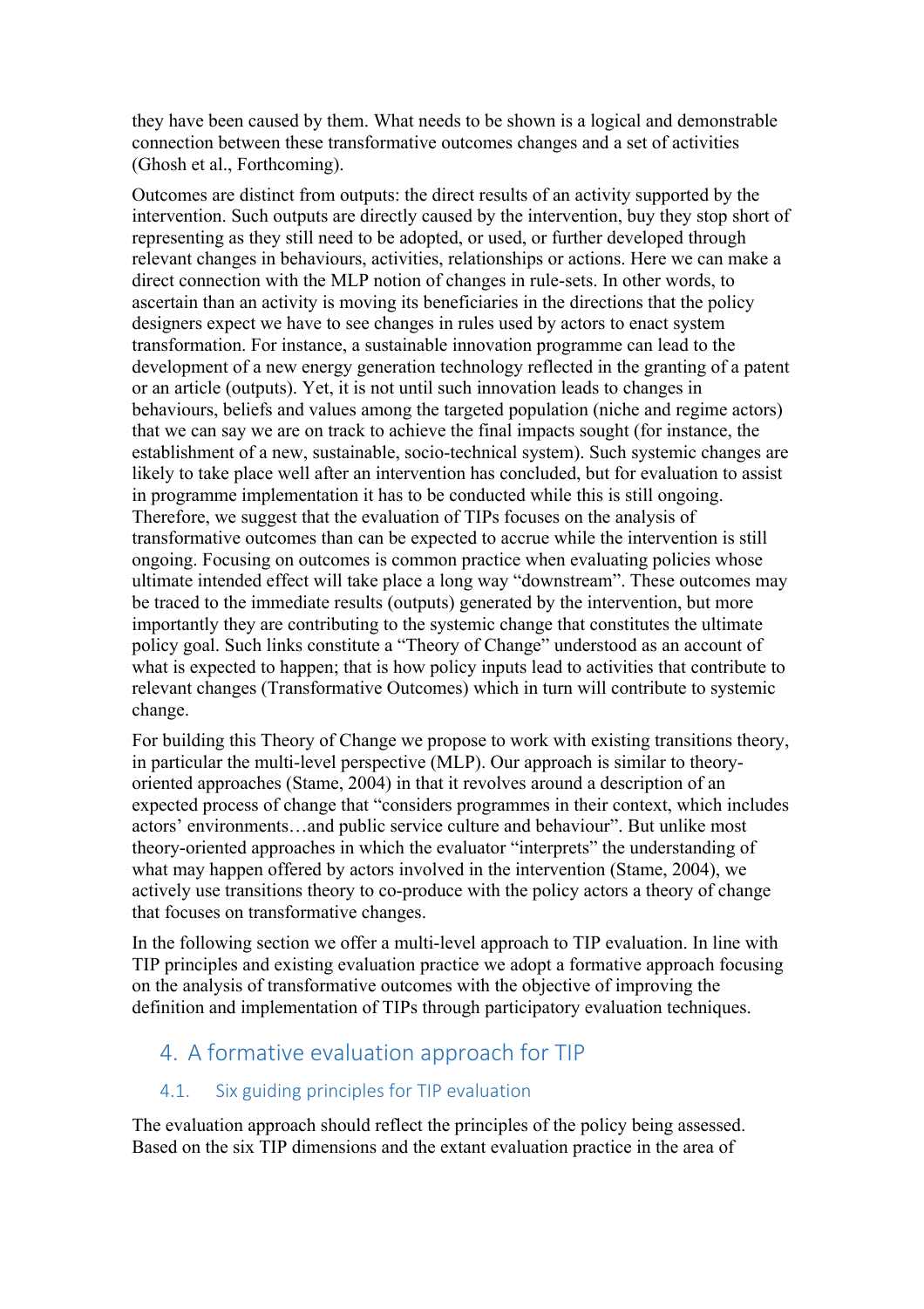they have been caused by them. What needs to be shown is a logical and demonstrable connection between these transformative outcomes changes and a set of activities (Ghosh et al., Forthcoming).

Outcomes are distinct from outputs: the direct results of an activity supported by the intervention. Such outputs are directly caused by the intervention, buy they stop short of representing as they still need to be adopted, or used, or further developed through relevant changes in behaviours, activities, relationships or actions. Here we can make a direct connection with the MLP notion of changes in rule-sets. In other words, to ascertain than an activity is moving its beneficiaries in the directions that the policy designers expect we have to see changes in rules used by actors to enact system transformation. For instance, a sustainable innovation programme can lead to the development of a new energy generation technology reflected in the granting of a patent or an article (outputs). Yet, it is not until such innovation leads to changes in behaviours, beliefs and values among the targeted population (niche and regime actors) that we can say we are on track to achieve the final impacts sought (for instance, the establishment of a new, sustainable, socio-technical system). Such systemic changes are likely to take place well after an intervention has concluded, but for evaluation to assist in programme implementation it has to be conducted while this is still ongoing. Therefore, we suggest that the evaluation of TIPs focuses on the analysis of transformative outcomes than can be expected to accrue while the intervention is still ongoing. Focusing on outcomes is common practice when evaluating policies whose ultimate intended effect will take place a long way "downstream". These outcomes may be traced to the immediate results (outputs) generated by the intervention, but more importantly they are contributing to the systemic change that constitutes the ultimate policy goal. Such links constitute a "Theory of Change" understood as an account of what is expected to happen; that is how policy inputs lead to activities that contribute to relevant changes (Transformative Outcomes) which in turn will contribute to systemic change.

For building this Theory of Change we propose to work with existing transitions theory, in particular the multi-level perspective (MLP). Our approach is similar to theory-oriented approaches (Stame, 2004) in that it revolves around a description of an expected process of change that "considers programmes in their context, which includes actors' environments…and public service culture and behaviour". But unlike most theory-oriented approaches in which the evaluator "interprets" the understanding of what may happen offered by actors involved in the intervention (Stame, 2004), we actively use transitions theory to co-produce with the policy actors a theory of change that focuses on transformative changes.

In the following section we offer a multi-level approach to TIP evaluation. In line with TIP principles and existing evaluation practice we adopt a formative approach focusing on the analysis of transformative outcomes with the objective of improving the definition and implementation of TIPs through participatory evaluation techniques.

# 4. A formative evaluation approach for TIP

## 4.1. Six guiding principles for TIP evaluation

The evaluation approach should reflect the principles of the policy being assessed. Based on the six TIP dimensions and the extant evaluation practice in the area of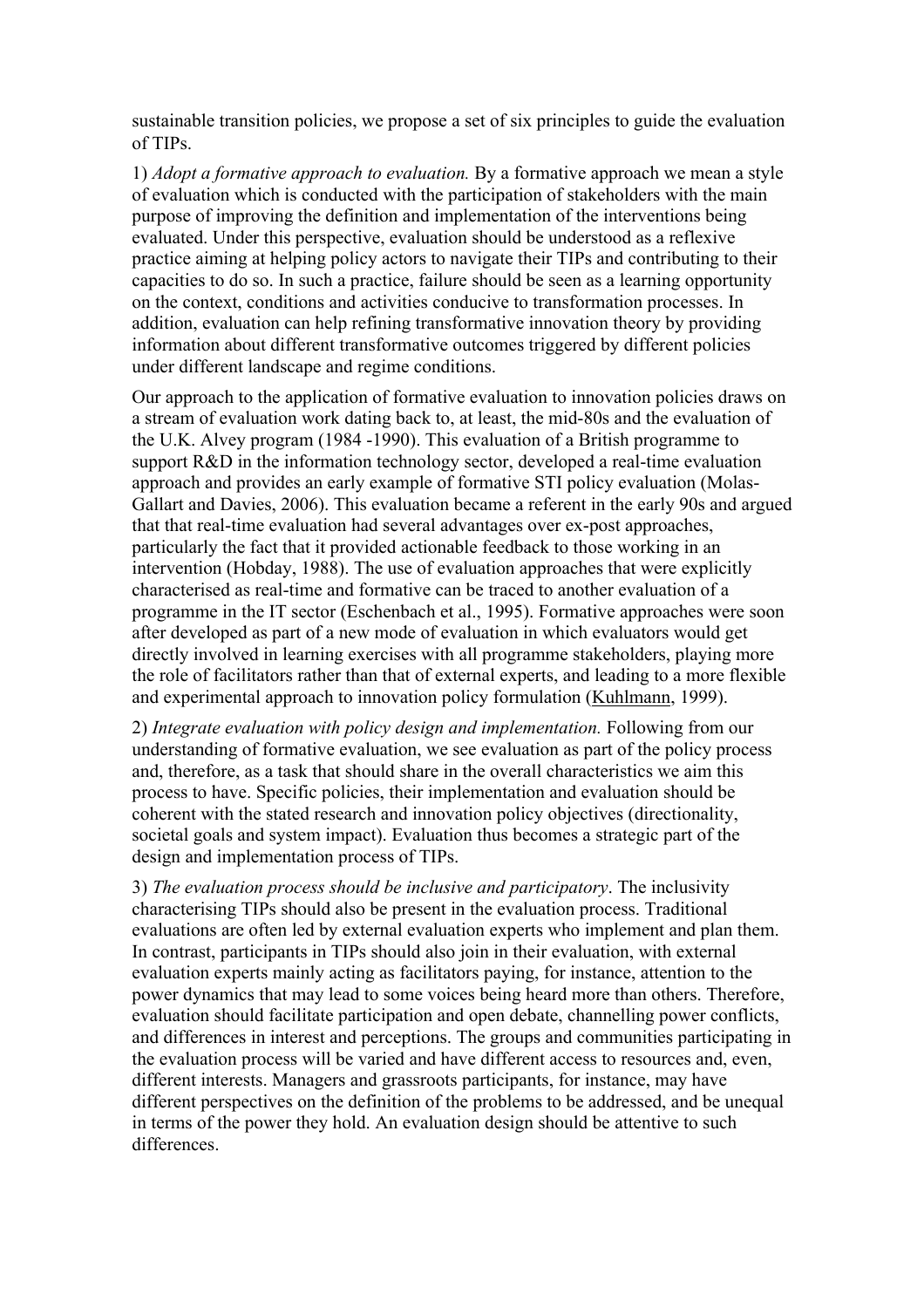sustainable transition policies, we propose a set of six principles to guide the evaluation of TIPs.

1) *Adopt a formative approach to evaluation.* By a formative approach we mean a style of evaluation which is conducted with the participation of stakeholders with the main purpose of improving the definition and implementation of the interventions being evaluated. Under this perspective, evaluation should be understood as a reflexive practice aiming at helping policy actors to navigate their TIPs and contributing to their capacities to do so. In such a practice, failure should be seen as a learning opportunity on the context, conditions and activities conducive to transformation processes. In addition, evaluation can help refining transformative innovation theory by providing information about different transformative outcomes triggered by different policies under different landscape and regime conditions.

Our approach to the application of formative evaluation to innovation policies draws on a stream of evaluation work dating back to, at least, the mid-80s and the evaluation of the U.K. Alvey program (1984 -1990). This evaluation of a British programme to support R&D in the information technology sector, developed a real-time evaluation approach and provides an early example of formative STI policy evaluation (Molas-Gallart and Davies, 2006). This evaluation became a referent in the early 90s and argued that that real-time evaluation had several advantages over ex-post approaches, particularly the fact that it provided actionable feedback to those working in an intervention (Hobday, 1988). The use of evaluation approaches that were explicitly characterised as real-time and formative can be traced to another evaluation of a programme in the IT sector (Eschenbach et al., 1995). Formative approaches were soon after developed as part of a new mode of evaluation in which evaluators would get directly involved in learning exercises with all programme stakeholders, playing more the role of facilitators rather than that of external experts, and leading to a more flexible and experimental approach to innovation policy formulation (Kuhlmann, 1999).

2) *Integrate evaluation with policy design and implementation.* Following from our understanding of formative evaluation, we see evaluation as part of the policy process and, therefore, as a task that should share in the overall characteristics we aim this process to have. Specific policies, their implementation and evaluation should be coherent with the stated research and innovation policy objectives (directionality, societal goals and system impact). Evaluation thus becomes a strategic part of the design and implementation process of TIPs.

3) *The evaluation process should be inclusive and participatory*. The inclusivity characterising TIPs should also be present in the evaluation process. Traditional evaluations are often led by external evaluation experts who implement and plan them. In contrast, participants in TIPs should also join in their evaluation, with external evaluation experts mainly acting as facilitators paying, for instance, attention to the power dynamics that may lead to some voices being heard more than others. Therefore, evaluation should facilitate participation and open debate, channelling power conflicts, and differences in interest and perceptions. The groups and communities participating in the evaluation process will be varied and have different access to resources and, even, different interests. Managers and grassroots participants, for instance, may have different perspectives on the definition of the problems to be addressed, and be unequal in terms of the power they hold. An evaluation design should be attentive to such differences.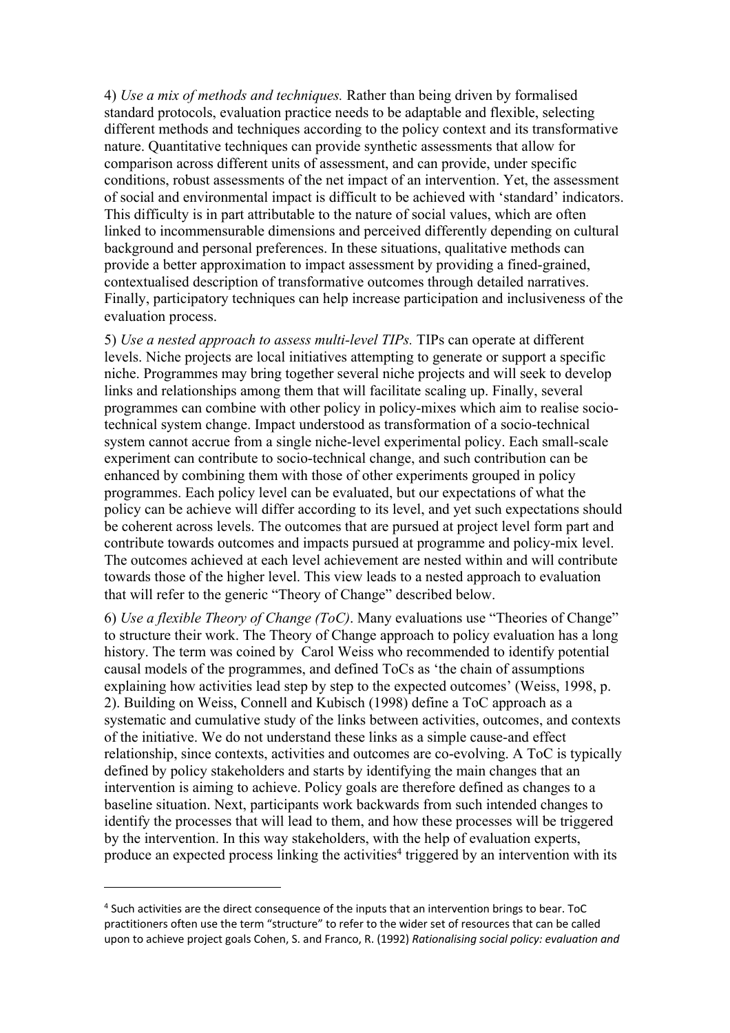4) *Use a mix of methods and techniques.* Rather than being driven by formalised standard protocols, evaluation practice needs to be adaptable and flexible, selecting different methods and techniques according to the policy context and its transformative nature. Quantitative techniques can provide synthetic assessments that allow for comparison across different units of assessment, and can provide, under specific conditions, robust assessments of the net impact of an intervention. Yet, the assessment of social and environmental impact is difficult to be achieved with 'standard' indicators. This difficulty is in part attributable to the nature of social values, which are often linked to incommensurable dimensions and perceived differently depending on cultural background and personal preferences. In these situations, qualitative methods can provide a better approximation to impact assessment by providing a fined-grained, contextualised description of transformative outcomes through detailed narratives. Finally, participatory techniques can help increase participation and inclusiveness of the evaluation process.

5) *Use a nested approach to assess multi-level TIPs.* TIPs can operate at different levels. Niche projects are local initiatives attempting to generate or support a specific niche. Programmes may bring together several niche projects and will seek to develop links and relationships among them that will facilitate scaling up. Finally, several programmes can combine with other policy in policy-mixes which aim to realise socio-technical system change. Impact understood as transformation of a socio-technical system cannot accrue from a single niche-level experimental policy. Each small-scale experiment can contribute to socio-technical change, and such contribution can be enhanced by combining them with those of other experiments grouped in policy programmes. Each policy level can be evaluated, but our expectations of what the policy can be achieve will differ according to its level, and yet such expectations should be coherent across levels. The outcomes that are pursued at project level form part and contribute towards outcomes and impacts pursued at programme and policy-mix level. The outcomes achieved at each level achievement are nested within and will contribute towards those of the higher level. This view leads to a nested approach to evaluation that will refer to the generic "Theory of Change" described below.

6) *Use a flexible Theory of Change (ToC)*. Many evaluations use "Theories of Change" to structure their work. The Theory of Change approach to policy evaluation has a long history. The term was coined by Carol Weiss who recommended to identify potential causal models of the programmes, and defined ToCs as 'the chain of assumptions explaining how activities lead step by step to the expected outcomes' (Weiss, 1998, p. 2). Building on Weiss, Connell and Kubisch (1998) define a ToC approach as a systematic and cumulative study of the links between activities, outcomes, and contexts of the initiative. We do not understand these links as a simple cause-and effect relationship, since contexts, activities and outcomes are co-evolving. A ToC is typically defined by policy stakeholders and starts by identifying the main changes that an intervention is aiming to achieve. Policy goals are therefore defined as changes to a baseline situation. Next, participants work backwards from such intended changes to identify the processes that will lead to them, and how these processes will be triggered by the intervention. In this way stakeholders, with the help of evaluation experts, produce an expected process linking the activities[4] triggered by an intervention with its

[4] Such activities are the direct consequence of the inputs that an intervention brings to bear. ToC practitioners often use the term "structure" to refer to the wider set of resources that can be called upon to achieve project goals Cohen, S. and Franco, R. (1992) *Rationalising social policy: evaluation and*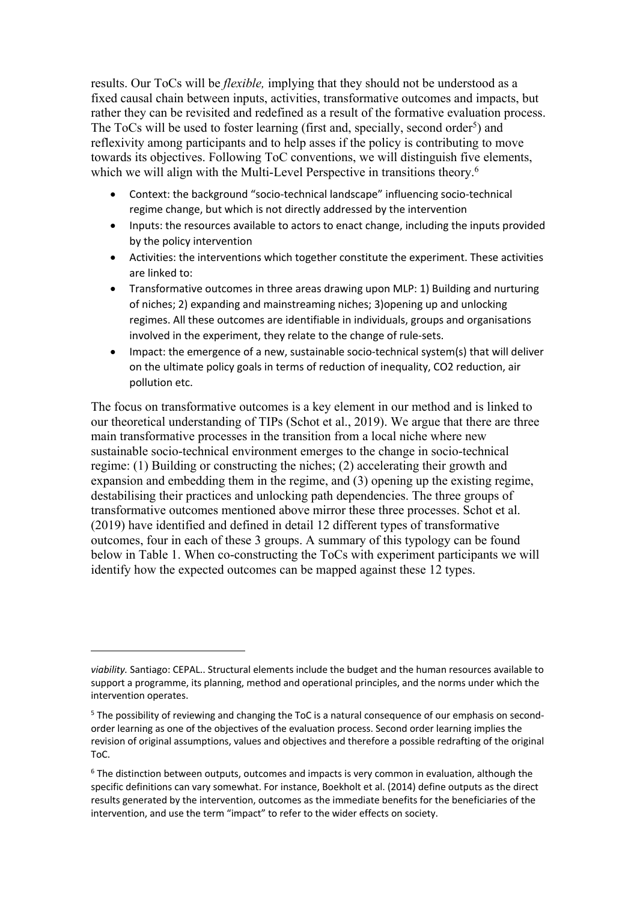results. Our ToCs will be *flexible,* implying that they should not be understood as a fixed causal chain between inputs, activities, transformative outcomes and impacts, but rather they can be revisited and redefined as a result of the formative evaluation process. The ToCs will be used to foster learning (first and, specially, second order[5]) and reflexivity among participants and to help asses if the policy is contributing to move towards its objectives. Following ToC conventions, we will distinguish five elements, which we will align with the Multi-Level Perspective in transitions theory.[6]

- Context: the background "socio-technical landscape" influencing socio-technical regime change, but which is not directly addressed by the intervention
- Inputs: the resources available to actors to enact change, including the inputs provided by the policy intervention
- Activities: the interventions which together constitute the experiment. These activities are linked to:
- Transformative outcomes in three areas drawing upon MLP: 1) Building and nurturing of niches; 2) expanding and mainstreaming niches; 3)opening up and unlocking regimes. All these outcomes are identifiable in individuals, groups and organisations involved in the experiment, they relate to the change of rule-sets.
- Impact: the emergence of a new, sustainable socio-technical system(s) that will deliver on the ultimate policy goals in terms of reduction of inequality, CO2 reduction, air pollution etc.

The focus on transformative outcomes is a key element in our method and is linked to our theoretical understanding of TIPs (Schot et al., 2019). We argue that there are three main transformative processes in the transition from a local niche where new sustainable socio-technical environment emerges to the change in socio-technical regime: (1) Building or constructing the niches; (2) accelerating their growth and expansion and embedding them in the regime, and (3) opening up the existing regime, destabilising their practices and unlocking path dependencies. The three groups of transformative outcomes mentioned above mirror these three processes. Schot et al. (2019) have identified and defined in detail 12 different types of transformative outcomes, four in each of these 3 groups. A summary of this typology can be found below in Table 1. When co-constructing the ToCs with experiment participants we will identify how the expected outcomes can be mapped against these 12 types.

---

*viability.* Santiago: CEPAL.. Structural elements include the budget and the human resources available to support a programme, its planning, method and operational principles, and the norms under which the intervention operates.

[5] The possibility of reviewing and changing the ToC is a natural consequence of our emphasis on second-order learning as one of the objectives of the evaluation process. Second order learning implies the revision of original assumptions, values and objectives and therefore a possible redrafting of the original ToC.

[6] The distinction between outputs, outcomes and impacts is very common in evaluation, although the specific definitions can vary somewhat. For instance, Boekholt et al. (2014) define outputs as the direct results generated by the intervention, outcomes as the immediate benefits for the beneficiaries of the intervention, and use the term "impact" to refer to the wider effects on society.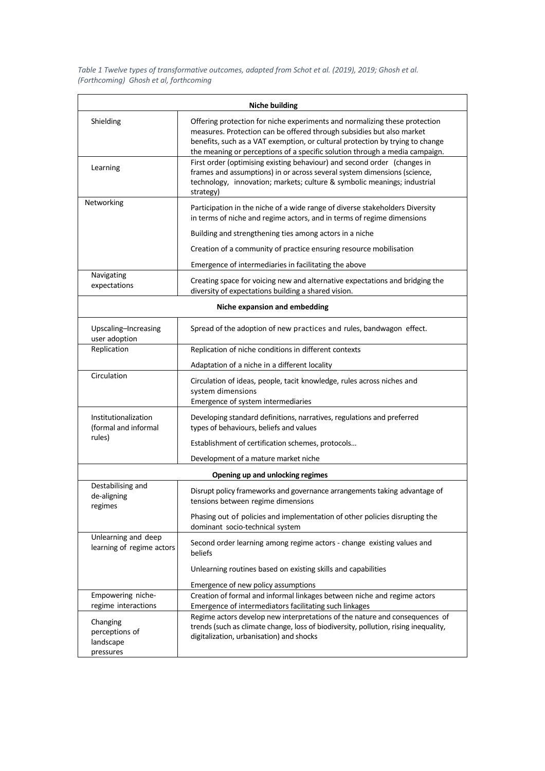*Table 1 Twelve types of transformative outcomes, adapted from Schot et al. (2019), 2019; Ghosh et al. (Forthcoming) Ghosh et al, forthcoming*

| **Niche building** | |
|---|---|
| Shielding | Offering protection for niche experiments and normalizing these protection measures. Protection can be offered through subsidies but also market benefits, such as a VAT exemption, or cultural protection by trying to change the meaning or perceptions of a specific solution through a media campaign. |
| Learning | First order (optimising existing behaviour) and second order (changes in frames and assumptions) in or across several system dimensions (science, technology, innovation; markets; culture & symbolic meanings; industrial strategy) |
| Networking | Participation in the niche of a wide range of diverse stakeholders Diversity in terms of niche and regime actors, and in terms of regime dimensions<br><br>Building and strengthening ties among actors in a niche<br><br>Creation of a community of practice ensuring resource mobilisation<br><br>Emergence of intermediaries in facilitating the above |
| Navigating expectations | Creating space for voicing new and alternative expectations and bridging the diversity of expectations building a shared vision. |
| **Niche expansion and embedding** | |
| Upscaling–Increasing user adoption | Spread of the adoption of new practices and rules, bandwagon effect. |
| Replication | Replication of niche conditions in different contexts<br><br>Adaptation of a niche in a different locality |
| Circulation | Circulation of ideas, people, tacit knowledge, rules across niches and system dimensions<br>Emergence of system intermediaries |
| Institutionalization (formal and informal rules) | Developing standard definitions, narratives, regulations and preferred types of behaviours, beliefs and values<br><br>Establishment of certification schemes, protocols…<br><br>Development of a mature market niche |
| **Opening up and unlocking regimes** | |
| Destabilising and de-aligning regimes | Disrupt policy frameworks and governance arrangements taking advantage of tensions between regime dimensions<br><br>Phasing out of policies and implementation of other policies disrupting the dominant socio-technical system |
| Unlearning and deep learning of regime actors | Second order learning among regime actors - change existing values and beliefs<br><br>Unlearning routines based on existing skills and capabilities<br><br>Emergence of new policy assumptions |
| Empowering niche-regime interactions | Creation of formal and informal linkages between niche and regime actors<br>Emergence of intermediators facilitating such linkages |
| Changing perceptions of landscape pressures | Regime actors develop new interpretations of the nature and consequences of trends (such as climate change, loss of biodiversity, pollution, rising inequality, digitalization, urbanisation) and shocks |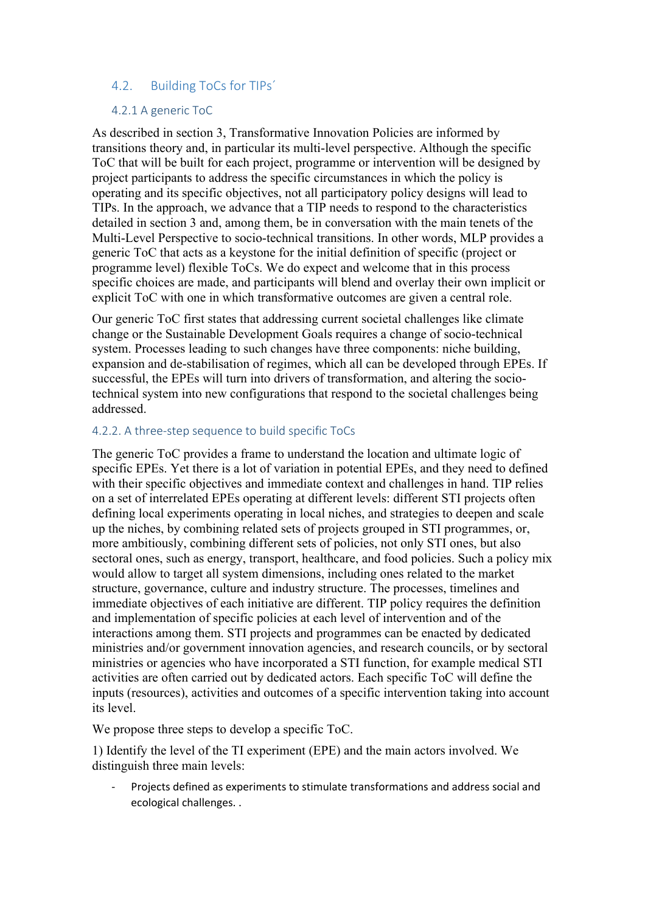## 4.2. Building ToCs for TIPs´

### 4.2.1 A generic ToC

As described in section 3, Transformative Innovation Policies are informed by transitions theory and, in particular its multi-level perspective. Although the specific ToC that will be built for each project, programme or intervention will be designed by project participants to address the specific circumstances in which the policy is operating and its specific objectives, not all participatory policy designs will lead to TIPs. In the approach, we advance that a TIP needs to respond to the characteristics detailed in section 3 and, among them, be in conversation with the main tenets of the Multi-Level Perspective to socio-technical transitions. In other words, MLP provides a generic ToC that acts as a keystone for the initial definition of specific (project or programme level) flexible ToCs. We do expect and welcome that in this process specific choices are made, and participants will blend and overlay their own implicit or explicit ToC with one in which transformative outcomes are given a central role.

Our generic ToC first states that addressing current societal challenges like climate change or the Sustainable Development Goals requires a change of socio-technical system. Processes leading to such changes have three components: niche building, expansion and de-stabilisation of regimes, which all can be developed through EPEs. If successful, the EPEs will turn into drivers of transformation, and altering the socio-technical system into new configurations that respond to the societal challenges being addressed.

### 4.2.2. A three-step sequence to build specific ToCs

The generic ToC provides a frame to understand the location and ultimate logic of specific EPEs. Yet there is a lot of variation in potential EPEs, and they need to defined with their specific objectives and immediate context and challenges in hand. TIP relies on a set of interrelated EPEs operating at different levels: different STI projects often defining local experiments operating in local niches, and strategies to deepen and scale up the niches, by combining related sets of projects grouped in STI programmes, or, more ambitiously, combining different sets of policies, not only STI ones, but also sectoral ones, such as energy, transport, healthcare, and food policies. Such a policy mix would allow to target all system dimensions, including ones related to the market structure, governance, culture and industry structure. The processes, timelines and immediate objectives of each initiative are different. TIP policy requires the definition and implementation of specific policies at each level of intervention and of the interactions among them. STI projects and programmes can be enacted by dedicated ministries and/or government innovation agencies, and research councils, or by sectoral ministries or agencies who have incorporated a STI function, for example medical STI activities are often carried out by dedicated actors. Each specific ToC will define the inputs (resources), activities and outcomes of a specific intervention taking into account its level.

We propose three steps to develop a specific ToC.

1) Identify the level of the TI experiment (EPE) and the main actors involved. We distinguish three main levels:

- Projects defined as experiments to stimulate transformations and address social and ecological challenges. .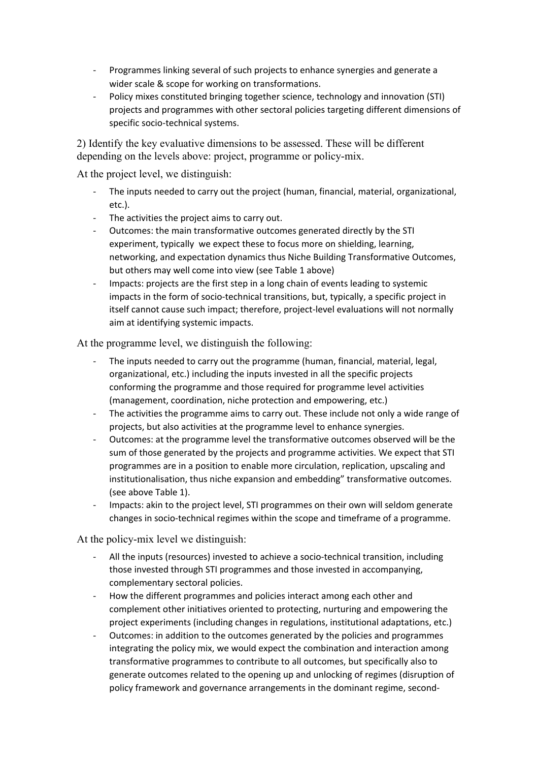- Programmes linking several of such projects to enhance synergies and generate a wider scale & scope for working on transformations.
- Policy mixes constituted bringing together science, technology and innovation (STI) projects and programmes with other sectoral policies targeting different dimensions of specific socio-technical systems.

2) Identify the key evaluative dimensions to be assessed. These will be different depending on the levels above: project, programme or policy-mix.

At the project level, we distinguish:

- The inputs needed to carry out the project (human, financial, material, organizational, etc.).
- The activities the project aims to carry out.
- Outcomes: the main transformative outcomes generated directly by the STI experiment, typically we expect these to focus more on shielding, learning, networking, and expectation dynamics thus Niche Building Transformative Outcomes, but others may well come into view (see Table 1 above)
- Impacts: projects are the first step in a long chain of events leading to systemic impacts in the form of socio-technical transitions, but, typically, a specific project in itself cannot cause such impact; therefore, project-level evaluations will not normally aim at identifying systemic impacts.

At the programme level, we distinguish the following:

- The inputs needed to carry out the programme (human, financial, material, legal, organizational, etc.) including the inputs invested in all the specific projects conforming the programme and those required for programme level activities (management, coordination, niche protection and empowering, etc.)
- The activities the programme aims to carry out. These include not only a wide range of projects, but also activities at the programme level to enhance synergies.
- Outcomes: at the programme level the transformative outcomes observed will be the sum of those generated by the projects and programme activities. We expect that STI programmes are in a position to enable more circulation, replication, upscaling and institutionalisation, thus niche expansion and embedding" transformative outcomes. (see above Table 1).
- Impacts: akin to the project level, STI programmes on their own will seldom generate changes in socio-technical regimes within the scope and timeframe of a programme.

At the policy-mix level we distinguish:

- All the inputs (resources) invested to achieve a socio-technical transition, including those invested through STI programmes and those invested in accompanying, complementary sectoral policies.
- How the different programmes and policies interact among each other and complement other initiatives oriented to protecting, nurturing and empowering the project experiments (including changes in regulations, institutional adaptations, etc.)
- Outcomes: in addition to the outcomes generated by the policies and programmes integrating the policy mix, we would expect the combination and interaction among transformative programmes to contribute to all outcomes, but specifically also to generate outcomes related to the opening up and unlocking of regimes (disruption of policy framework and governance arrangements in the dominant regime, second-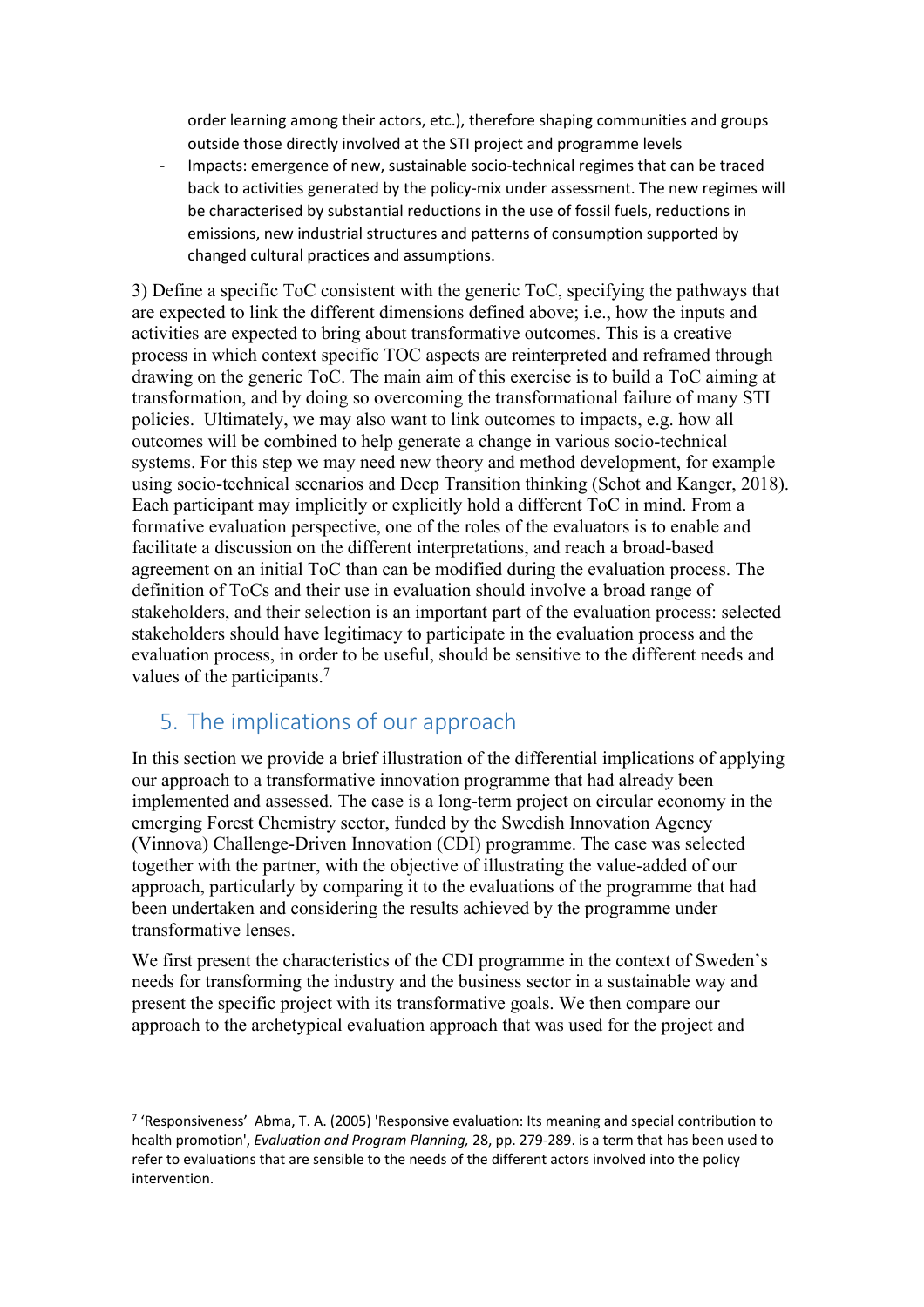order learning among their actors, etc.), therefore shaping communities and groups outside those directly involved at the STI project and programme levels

- Impacts: emergence of new, sustainable socio-technical regimes that can be traced back to activities generated by the policy-mix under assessment. The new regimes will be characterised by substantial reductions in the use of fossil fuels, reductions in emissions, new industrial structures and patterns of consumption supported by changed cultural practices and assumptions.

3) Define a specific ToC consistent with the generic ToC, specifying the pathways that are expected to link the different dimensions defined above; i.e., how the inputs and activities are expected to bring about transformative outcomes. This is a creative process in which context specific TOC aspects are reinterpreted and reframed through drawing on the generic ToC. The main aim of this exercise is to build a ToC aiming at transformation, and by doing so overcoming the transformational failure of many STI policies. Ultimately, we may also want to link outcomes to impacts, e.g. how all outcomes will be combined to help generate a change in various socio-technical systems. For this step we may need new theory and method development, for example using socio-technical scenarios and Deep Transition thinking (Schot and Kanger, 2018). Each participant may implicitly or explicitly hold a different ToC in mind. From a formative evaluation perspective, one of the roles of the evaluators is to enable and facilitate a discussion on the different interpretations, and reach a broad-based agreement on an initial ToC than can be modified during the evaluation process. The definition of ToCs and their use in evaluation should involve a broad range of stakeholders, and their selection is an important part of the evaluation process: selected stakeholders should have legitimacy to participate in the evaluation process and the evaluation process, in order to be useful, should be sensitive to the different needs and values of the participants.[7]

## 5. The implications of our approach

In this section we provide a brief illustration of the differential implications of applying our approach to a transformative innovation programme that had already been implemented and assessed. The case is a long-term project on circular economy in the emerging Forest Chemistry sector, funded by the Swedish Innovation Agency (Vinnova) Challenge-Driven Innovation (CDI) programme. The case was selected together with the partner, with the objective of illustrating the value-added of our approach, particularly by comparing it to the evaluations of the programme that had been undertaken and considering the results achieved by the programme under transformative lenses.

We first present the characteristics of the CDI programme in the context of Sweden's needs for transforming the industry and the business sector in a sustainable way and present the specific project with its transformative goals. We then compare our approach to the archetypical evaluation approach that was used for the project and

---

[7] 'Responsiveness' Abma, T. A. (2005) 'Responsive evaluation: Its meaning and special contribution to health promotion', *Evaluation and Program Planning,* 28, pp. 279-289. is a term that has been used to refer to evaluations that are sensible to the needs of the different actors involved into the policy intervention.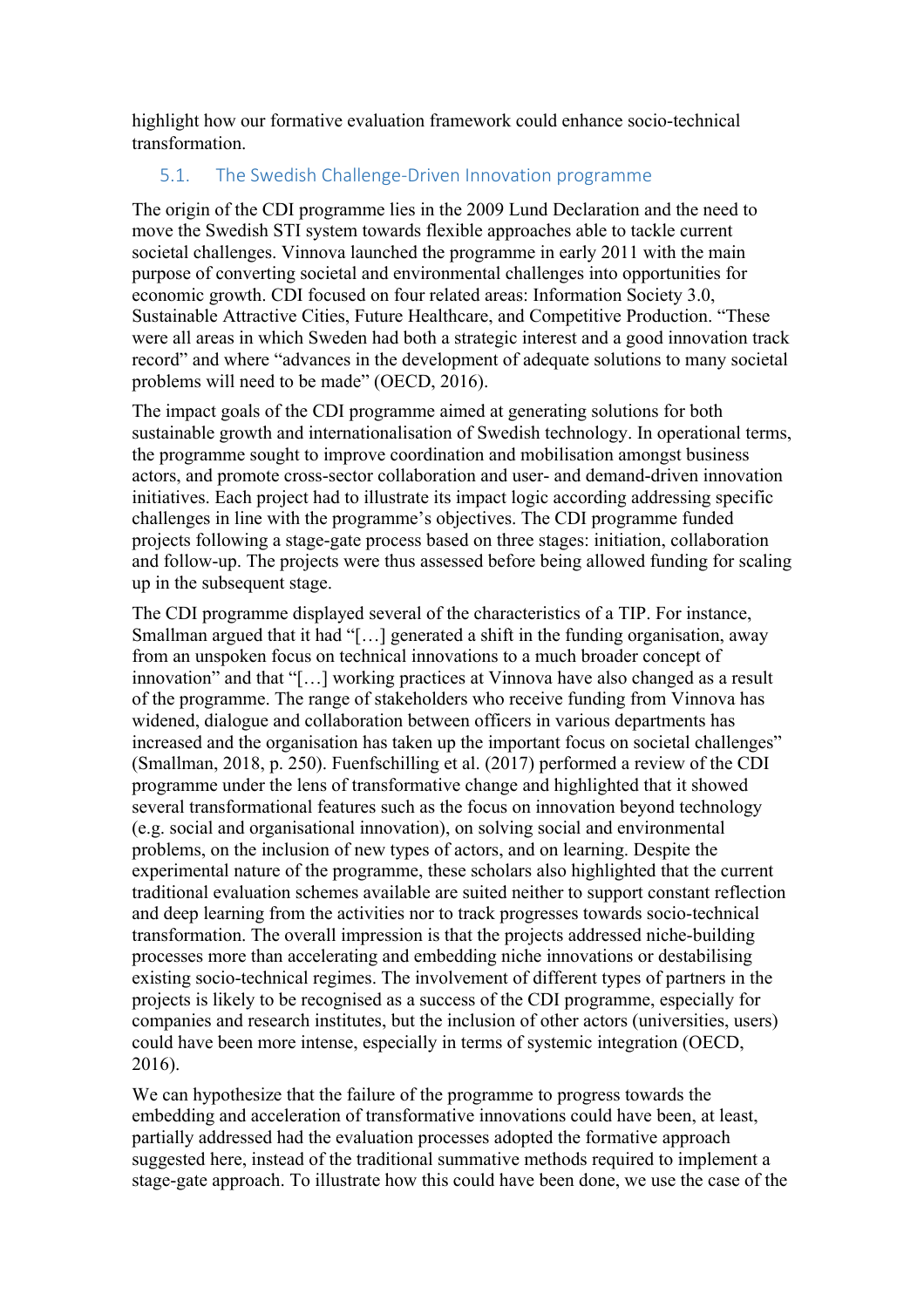highlight how our formative evaluation framework could enhance socio-technical transformation.

### 5.1. The Swedish Challenge-Driven Innovation programme

The origin of the CDI programme lies in the 2009 Lund Declaration and the need to move the Swedish STI system towards flexible approaches able to tackle current societal challenges. Vinnova launched the programme in early 2011 with the main purpose of converting societal and environmental challenges into opportunities for economic growth. CDI focused on four related areas: Information Society 3.0, Sustainable Attractive Cities, Future Healthcare, and Competitive Production. "These were all areas in which Sweden had both a strategic interest and a good innovation track record" and where "advances in the development of adequate solutions to many societal problems will need to be made" (OECD, 2016).

The impact goals of the CDI programme aimed at generating solutions for both sustainable growth and internationalisation of Swedish technology. In operational terms, the programme sought to improve coordination and mobilisation amongst business actors, and promote cross-sector collaboration and user- and demand-driven innovation initiatives. Each project had to illustrate its impact logic according addressing specific challenges in line with the programme's objectives. The CDI programme funded projects following a stage-gate process based on three stages: initiation, collaboration and follow-up. The projects were thus assessed before being allowed funding for scaling up in the subsequent stage.

The CDI programme displayed several of the characteristics of a TIP. For instance, Smallman argued that it had "[…] generated a shift in the funding organisation, away from an unspoken focus on technical innovations to a much broader concept of innovation" and that "[…] working practices at Vinnova have also changed as a result of the programme. The range of stakeholders who receive funding from Vinnova has widened, dialogue and collaboration between officers in various departments has increased and the organisation has taken up the important focus on societal challenges" (Smallman, 2018, p. 250). Fuenfschilling et al. (2017) performed a review of the CDI programme under the lens of transformative change and highlighted that it showed several transformational features such as the focus on innovation beyond technology (e.g. social and organisational innovation), on solving social and environmental problems, on the inclusion of new types of actors, and on learning. Despite the experimental nature of the programme, these scholars also highlighted that the current traditional evaluation schemes available are suited neither to support constant reflection and deep learning from the activities nor to track progresses towards socio-technical transformation. The overall impression is that the projects addressed niche-building processes more than accelerating and embedding niche innovations or destabilising existing socio-technical regimes. The involvement of different types of partners in the projects is likely to be recognised as a success of the CDI programme, especially for companies and research institutes, but the inclusion of other actors (universities, users) could have been more intense, especially in terms of systemic integration (OECD, 2016).

We can hypothesize that the failure of the programme to progress towards the embedding and acceleration of transformative innovations could have been, at least, partially addressed had the evaluation processes adopted the formative approach suggested here, instead of the traditional summative methods required to implement a stage-gate approach. To illustrate how this could have been done, we use the case of the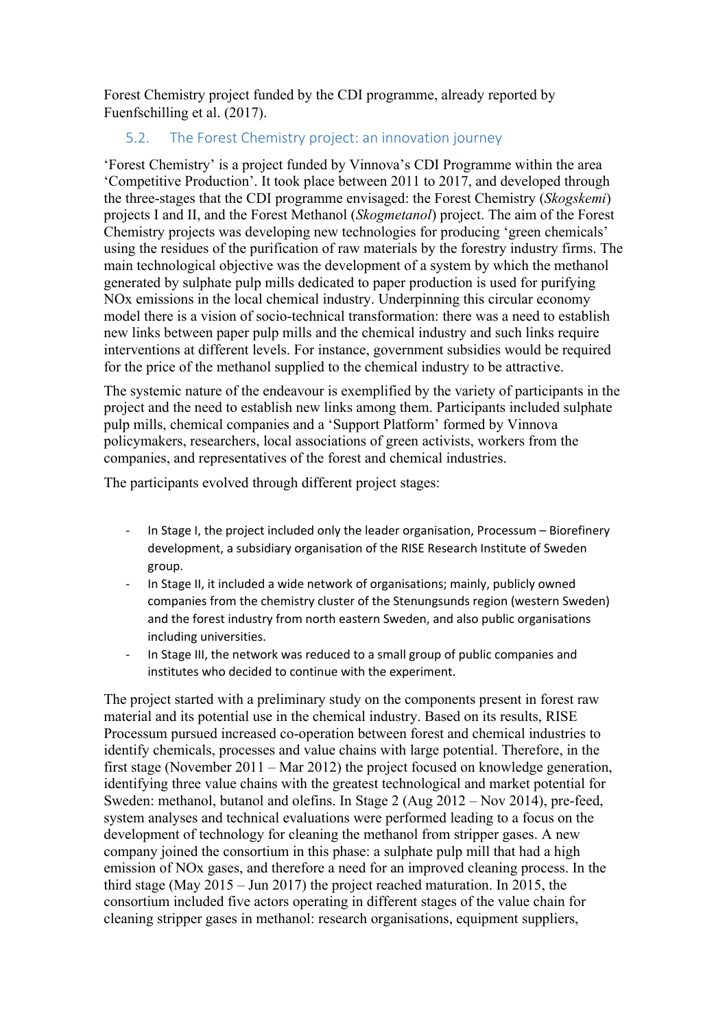Forest Chemistry project funded by the CDI programme, already reported by Fuenfschilling et al. (2017).

### 5.2. The Forest Chemistry project: an innovation journey

'Forest Chemistry' is a project funded by Vinnova's CDI Programme within the area 'Competitive Production'. It took place between 2011 to 2017, and developed through the three-stages that the CDI programme envisaged: the Forest Chemistry (*Skogskemi*) projects I and II, and the Forest Methanol (*Skogmetanol*) project. The aim of the Forest Chemistry projects was developing new technologies for producing 'green chemicals' using the residues of the purification of raw materials by the forestry industry firms. The main technological objective was the development of a system by which the methanol generated by sulphate pulp mills dedicated to paper production is used for purifying NOx emissions in the local chemical industry. Underpinning this circular economy model there is a vision of socio-technical transformation: there was a need to establish new links between paper pulp mills and the chemical industry and such links require interventions at different levels. For instance, government subsidies would be required for the price of the methanol supplied to the chemical industry to be attractive.

The systemic nature of the endeavour is exemplified by the variety of participants in the project and the need to establish new links among them. Participants included sulphate pulp mills, chemical companies and a 'Support Platform' formed by Vinnova policymakers, researchers, local associations of green activists, workers from the companies, and representatives of the forest and chemical industries.

The participants evolved through different project stages:

- In Stage I, the project included only the leader organisation, Processum – Biorefinery development, a subsidiary organisation of the RISE Research Institute of Sweden group.
- In Stage II, it included a wide network of organisations; mainly, publicly owned companies from the chemistry cluster of the Stenungsunds region (western Sweden) and the forest industry from north eastern Sweden, and also public organisations including universities.
- In Stage III, the network was reduced to a small group of public companies and institutes who decided to continue with the experiment.

The project started with a preliminary study on the components present in forest raw material and its potential use in the chemical industry. Based on its results, RISE Processum pursued increased co-operation between forest and chemical industries to identify chemicals, processes and value chains with large potential. Therefore, in the first stage (November 2011 – Mar 2012) the project focused on knowledge generation, identifying three value chains with the greatest technological and market potential for Sweden: methanol, butanol and olefins. In Stage 2 (Aug 2012 – Nov 2014), pre-feed, system analyses and technical evaluations were performed leading to a focus on the development of technology for cleaning the methanol from stripper gases. A new company joined the consortium in this phase: a sulphate pulp mill that had a high emission of NOx gases, and therefore a need for an improved cleaning process. In the third stage (May 2015 – Jun 2017) the project reached maturation. In 2015, the consortium included five actors operating in different stages of the value chain for cleaning stripper gases in methanol: research organisations, equipment suppliers,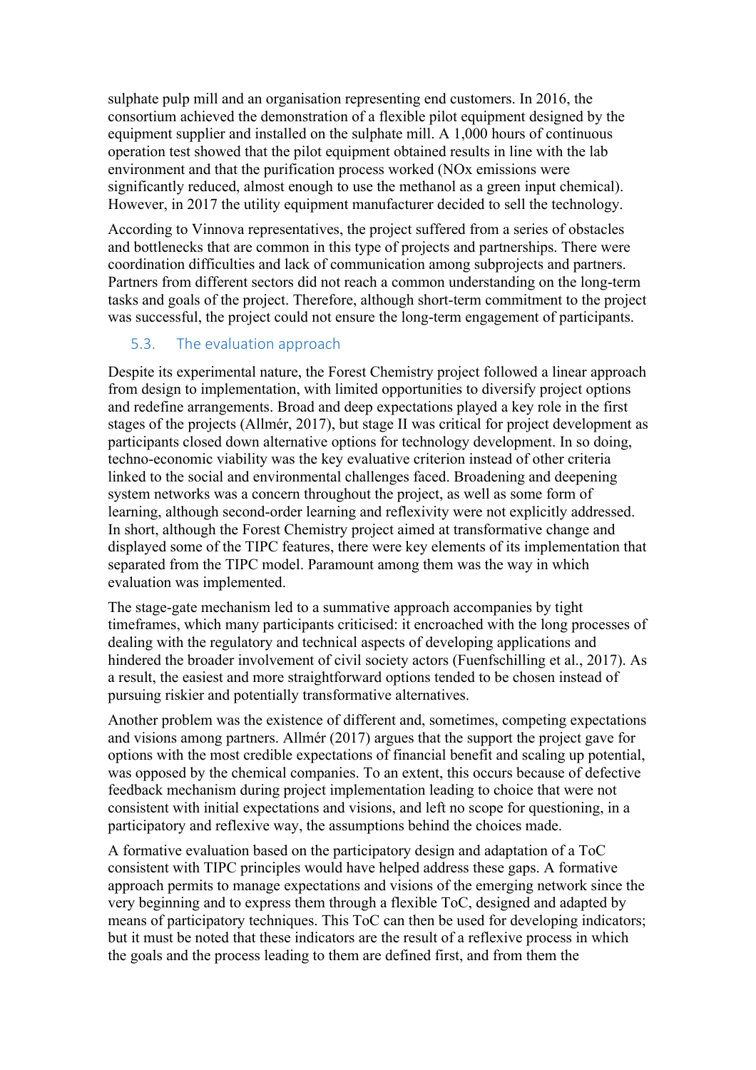sulphate pulp mill and an organisation representing end customers. In 2016, the consortium achieved the demonstration of a flexible pilot equipment designed by the equipment supplier and installed on the sulphate mill. A 1,000 hours of continuous operation test showed that the pilot equipment obtained results in line with the lab environment and that the purification process worked (NOx emissions were significantly reduced, almost enough to use the methanol as a green input chemical). However, in 2017 the utility equipment manufacturer decided to sell the technology.

According to Vinnova representatives, the project suffered from a series of obstacles and bottlenecks that are common in this type of projects and partnerships. There were coordination difficulties and lack of communication among subprojects and partners. Partners from different sectors did not reach a common understanding on the long-term tasks and goals of the project. Therefore, although short-term commitment to the project was successful, the project could not ensure the long-term engagement of participants.

### 5.3. The evaluation approach

Despite its experimental nature, the Forest Chemistry project followed a linear approach from design to implementation, with limited opportunities to diversify project options and redefine arrangements. Broad and deep expectations played a key role in the first stages of the projects (Allmér, 2017), but stage II was critical for project development as participants closed down alternative options for technology development. In so doing, techno-economic viability was the key evaluative criterion instead of other criteria linked to the social and environmental challenges faced. Broadening and deepening system networks was a concern throughout the project, as well as some form of learning, although second-order learning and reflexivity were not explicitly addressed. In short, although the Forest Chemistry project aimed at transformative change and displayed some of the TIPC features, there were key elements of its implementation that separated from the TIPC model. Paramount among them was the way in which evaluation was implemented.

The stage-gate mechanism led to a summative approach accompanies by tight timeframes, which many participants criticised: it encroached with the long processes of dealing with the regulatory and technical aspects of developing applications and hindered the broader involvement of civil society actors (Fuenfschilling et al., 2017). As a result, the easiest and more straightforward options tended to be chosen instead of pursuing riskier and potentially transformative alternatives.

Another problem was the existence of different and, sometimes, competing expectations and visions among partners. Allmér (2017) argues that the support the project gave for options with the most credible expectations of financial benefit and scaling up potential, was opposed by the chemical companies. To an extent, this occurs because of defective feedback mechanism during project implementation leading to choice that were not consistent with initial expectations and visions, and left no scope for questioning, in a participatory and reflexive way, the assumptions behind the choices made.

A formative evaluation based on the participatory design and adaptation of a ToC consistent with TIPC principles would have helped address these gaps. A formative approach permits to manage expectations and visions of the emerging network since the very beginning and to express them through a flexible ToC, designed and adapted by means of participatory techniques. This ToC can then be used for developing indicators; but it must be noted that these indicators are the result of a reflexive process in which the goals and the process leading to them are defined first, and from them the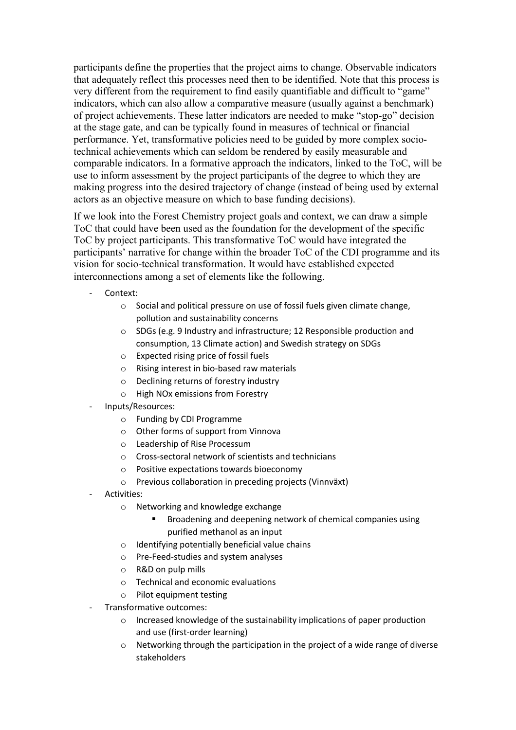participants define the properties that the project aims to change. Observable indicators that adequately reflect this processes need then to be identified. Note that this process is very different from the requirement to find easily quantifiable and difficult to "game" indicators, which can also allow a comparative measure (usually against a benchmark) of project achievements. These latter indicators are needed to make "stop-go" decision at the stage gate, and can be typically found in measures of technical or financial performance. Yet, transformative policies need to be guided by more complex socio-technical achievements which can seldom be rendered by easily measurable and comparable indicators. In a formative approach the indicators, linked to the ToC, will be use to inform assessment by the project participants of the degree to which they are making progress into the desired trajectory of change (instead of being used by external actors as an objective measure on which to base funding decisions).

If we look into the Forest Chemistry project goals and context, we can draw a simple ToC that could have been used as the foundation for the development of the specific ToC by project participants. This transformative ToC would have integrated the participants' narrative for change within the broader ToC of the CDI programme and its vision for socio-technical transformation. It would have established expected interconnections among a set of elements like the following.

- Context:
    - Social and political pressure on use of fossil fuels given climate change, pollution and sustainability concerns
    - SDGs (e.g. 9 Industry and infrastructure; 12 Responsible production and consumption, 13 Climate action) and Swedish strategy on SDGs
    - Expected rising price of fossil fuels
    - Rising interest in bio-based raw materials
    - Declining returns of forestry industry
    - High NOx emissions from Forestry
- Inputs/Resources:
    - Funding by CDI Programme
    - Other forms of support from Vinnova
    - Leadership of Rise Processum
    - Cross-sectoral network of scientists and technicians
    - Positive expectations towards bioeconomy
    - Previous collaboration in preceding projects (Vinnväxt)
- Activities:
    - Networking and knowledge exchange
        - Broadening and deepening network of chemical companies using purified methanol as an input
    - Identifying potentially beneficial value chains
    - Pre-Feed-studies and system analyses
    - R&D on pulp mills
    - Technical and economic evaluations
    - Pilot equipment testing
- Transformative outcomes:
    - Increased knowledge of the sustainability implications of paper production and use (first-order learning)
    - Networking through the participation in the project of a wide range of diverse stakeholders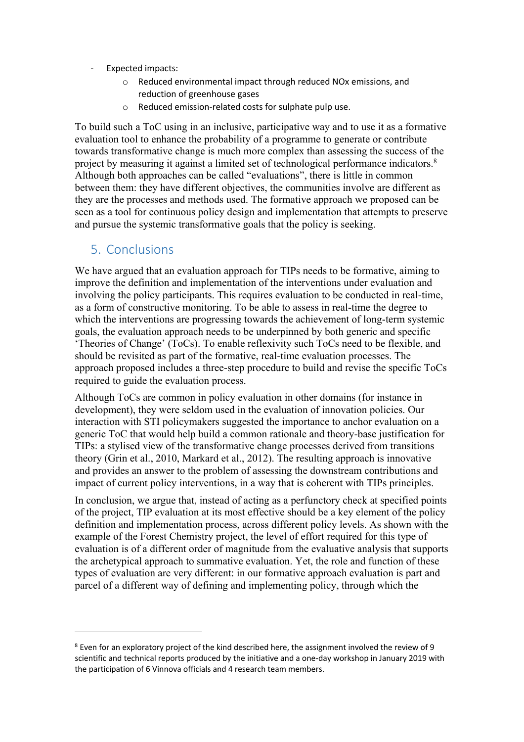- Expected impacts:
    - Reduced environmental impact through reduced NOx emissions, and reduction of greenhouse gases
    - Reduced emission-related costs for sulphate pulp use.

To build such a ToC using in an inclusive, participative way and to use it as a formative evaluation tool to enhance the probability of a programme to generate or contribute towards transformative change is much more complex than assessing the success of the project by measuring it against a limited set of technological performance indicators.[8] Although both approaches can be called "evaluations", there is little in common between them: they have different objectives, the communities involve are different as they are the processes and methods used. The formative approach we proposed can be seen as a tool for continuous policy design and implementation that attempts to preserve and pursue the systemic transformative goals that the policy is seeking.

## 5. Conclusions

We have argued that an evaluation approach for TIPs needs to be formative, aiming to improve the definition and implementation of the interventions under evaluation and involving the policy participants. This requires evaluation to be conducted in real-time, as a form of constructive monitoring. To be able to assess in real-time the degree to which the interventions are progressing towards the achievement of long-term systemic goals, the evaluation approach needs to be underpinned by both generic and specific 'Theories of Change' (ToCs). To enable reflexivity such ToCs need to be flexible, and should be revisited as part of the formative, real-time evaluation processes. The approach proposed includes a three-step procedure to build and revise the specific ToCs required to guide the evaluation process.

Although ToCs are common in policy evaluation in other domains (for instance in development), they were seldom used in the evaluation of innovation policies. Our interaction with STI policymakers suggested the importance to anchor evaluation on a generic ToC that would help build a common rationale and theory-base justification for TIPs: a stylised view of the transformative change processes derived from transitions theory (Grin et al., 2010, Markard et al., 2012). The resulting approach is innovative and provides an answer to the problem of assessing the downstream contributions and impact of current policy interventions, in a way that is coherent with TIPs principles.

In conclusion, we argue that, instead of acting as a perfunctory check at specified points of the project, TIP evaluation at its most effective should be a key element of the policy definition and implementation process, across different policy levels. As shown with the example of the Forest Chemistry project, the level of effort required for this type of evaluation is of a different order of magnitude from the evaluative analysis that supports the archetypical approach to summative evaluation. Yet, the role and function of these types of evaluation are very different: in our formative approach evaluation is part and parcel of a different way of defining and implementing policy, through which the

---

[8] Even for an exploratory project of the kind described here, the assignment involved the review of 9 scientific and technical reports produced by the initiative and a one-day workshop in January 2019 with the participation of 6 Vinnova officials and 4 research team members.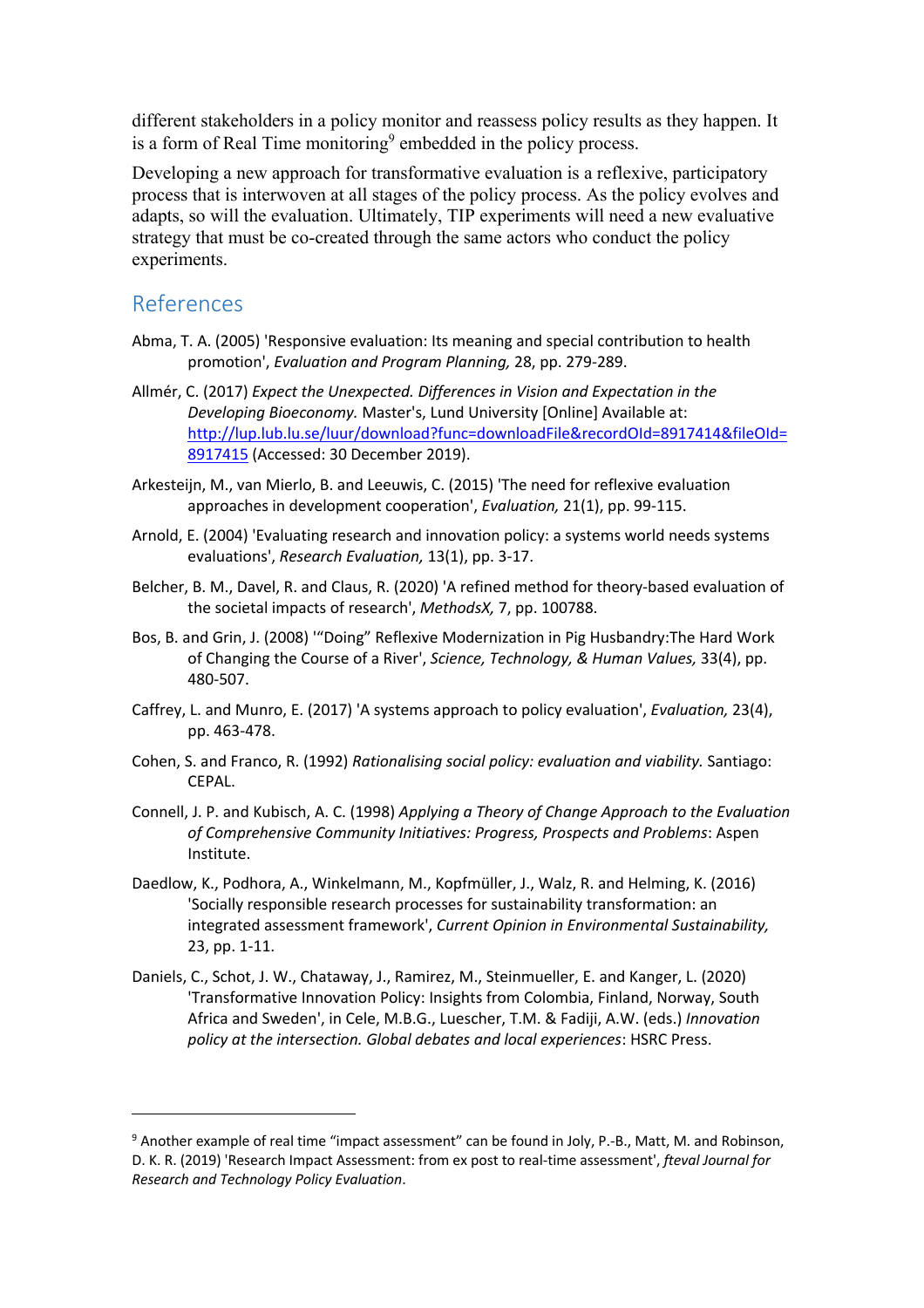different stakeholders in a policy monitor and reassess policy results as they happen. It is a form of Real Time monitoring[9] embedded in the policy process.

Developing a new approach for transformative evaluation is a reflexive, participatory process that is interwoven at all stages of the policy process. As the policy evolves and adapts, so will the evaluation. Ultimately, TIP experiments will need a new evaluative strategy that must be co-created through the same actors who conduct the policy experiments.

## References

Abma, T. A. (2005) 'Responsive evaluation: Its meaning and special contribution to health promotion', *Evaluation and Program Planning,* 28, pp. 279-289.

Allmér, C. (2017) *Expect the Unexpected. Differences in Vision and Expectation in the Developing Bioeconomy.* Master's, Lund University [Online] Available at: http://lup.lub.lu.se/luur/download?func=downloadFile&recordOId=8917414&fileOId=8917415 (Accessed: 30 December 2019).

Arkesteijn, M., van Mierlo, B. and Leeuwis, C. (2015) 'The need for reflexive evaluation approaches in development cooperation', *Evaluation,* 21(1), pp. 99-115.

Arnold, E. (2004) 'Evaluating research and innovation policy: a systems world needs systems evaluations', *Research Evaluation,* 13(1), pp. 3-17.

Belcher, B. M., Davel, R. and Claus, R. (2020) 'A refined method for theory-based evaluation of the societal impacts of research', *MethodsX,* 7, pp. 100788.

Bos, B. and Grin, J. (2008) '"Doing" Reflexive Modernization in Pig Husbandry:The Hard Work of Changing the Course of a River', *Science, Technology, & Human Values,* 33(4), pp. 480-507.

Caffrey, L. and Munro, E. (2017) 'A systems approach to policy evaluation', *Evaluation,* 23(4), pp. 463-478.

Cohen, S. and Franco, R. (1992) *Rationalising social policy: evaluation and viability.* Santiago: CEPAL.

Connell, J. P. and Kubisch, A. C. (1998) *Applying a Theory of Change Approach to the Evaluation of Comprehensive Community Initiatives: Progress, Prospects and Problems*: Aspen Institute.

Daedlow, K., Podhora, A., Winkelmann, M., Kopfmüller, J., Walz, R. and Helming, K. (2016) 'Socially responsible research processes for sustainability transformation: an integrated assessment framework', *Current Opinion in Environmental Sustainability,* 23, pp. 1-11.

Daniels, C., Schot, J. W., Chataway, J., Ramirez, M., Steinmueller, E. and Kanger, L. (2020) 'Transformative Innovation Policy: Insights from Colombia, Finland, Norway, South Africa and Sweden', in Cele, M.B.G., Luescher, T.M. & Fadiji, A.W. (eds.) *Innovation policy at the intersection. Global debates and local experiences*: HSRC Press.

[9] Another example of real time "impact assessment" can be found in Joly, P.-B., Matt, M. and Robinson, D. K. R. (2019) 'Research Impact Assessment: from ex post to real-time assessment', *fteval Journal for Research and Technology Policy Evaluation*.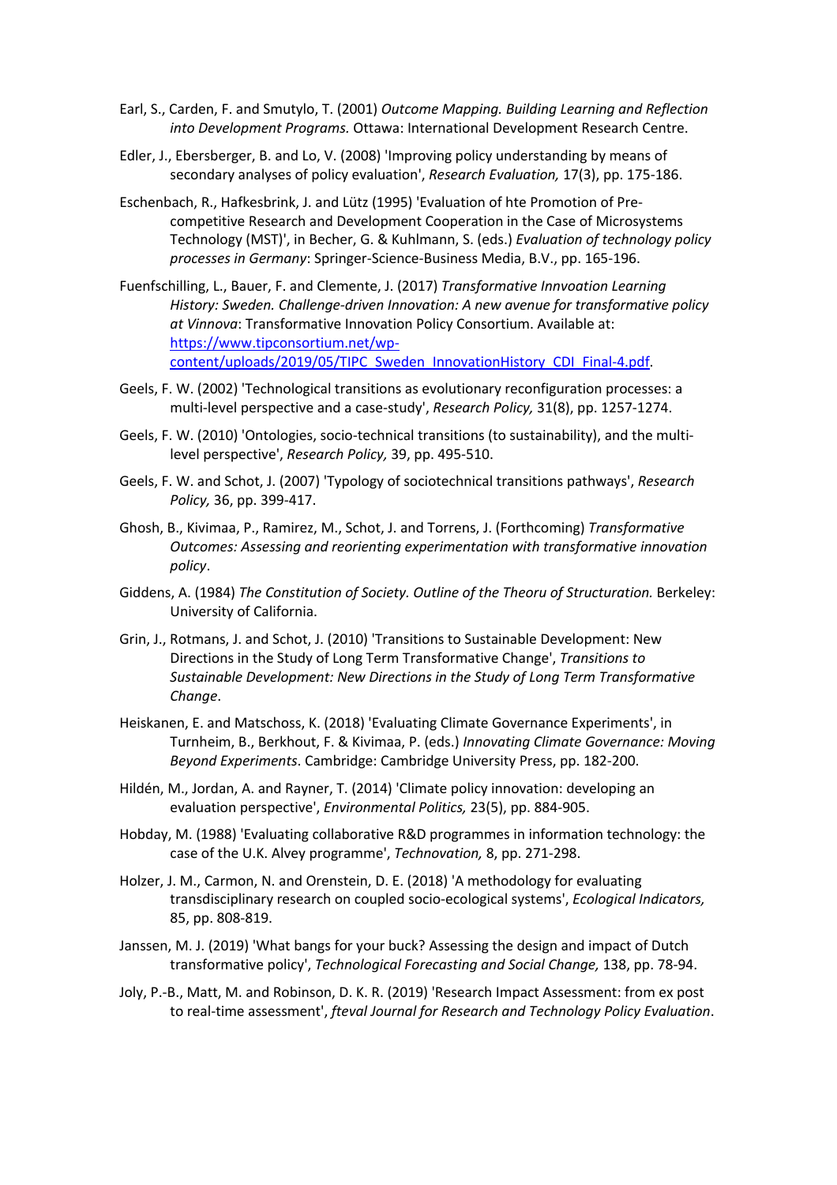Earl, S., Carden, F. and Smutylo, T. (2001) *Outcome Mapping. Building Learning and Reflection into Development Programs.* Ottawa: International Development Research Centre.

Edler, J., Ebersberger, B. and Lo, V. (2008) 'Improving policy understanding by means of secondary analyses of policy evaluation', *Research Evaluation,* 17(3), pp. 175-186.

Eschenbach, R., Hafkesbrink, J. and Lütz (1995) 'Evaluation of hte Promotion of Pre-competitive Research and Development Cooperation in the Case of Microsystems Technology (MST)', in Becher, G. & Kuhlmann, S. (eds.) *Evaluation of technology policy processes in Germany*: Springer-Science-Business Media, B.V., pp. 165-196.

Fuenfschilling, L., Bauer, F. and Clemente, J. (2017) *Transformative Innvoation Learning History: Sweden. Challenge-driven Innovation: A new avenue for transformative policy at Vinnova*: Transformative Innovation Policy Consortium. Available at: [https://www.tipconsortium.net/wp-content/uploads/2019/05/TIPC_Sweden_InnovationHistory_CDI_Final-4.pdf](https://www.tipconsortium.net/wp-content/uploads/2019/05/TIPC_Sweden_InnovationHistory_CDI_Final-4.pdf).

Geels, F. W. (2002) 'Technological transitions as evolutionary reconfiguration processes: a multi-level perspective and a case-study', *Research Policy,* 31(8), pp. 1257-1274.

Geels, F. W. (2010) 'Ontologies, socio-technical transitions (to sustainability), and the multi-level perspective', *Research Policy,* 39, pp. 495-510.

Geels, F. W. and Schot, J. (2007) 'Typology of sociotechnical transitions pathways', *Research Policy,* 36, pp. 399-417.

Ghosh, B., Kivimaa, P., Ramirez, M., Schot, J. and Torrens, J. (Forthcoming) *Transformative Outcomes: Assessing and reorienting experimentation with transformative innovation policy*.

Giddens, A. (1984) *The Constitution of Society. Outline of the Theoru of Structuration.* Berkeley: University of California.

Grin, J., Rotmans, J. and Schot, J. (2010) 'Transitions to Sustainable Development: New Directions in the Study of Long Term Transformative Change', *Transitions to Sustainable Development: New Directions in the Study of Long Term Transformative Change*.

Heiskanen, E. and Matschoss, K. (2018) 'Evaluating Climate Governance Experiments', in Turnheim, B., Berkhout, F. & Kivimaa, P. (eds.) *Innovating Climate Governance: Moving Beyond Experiments*. Cambridge: Cambridge University Press, pp. 182-200.

Hildén, M., Jordan, A. and Rayner, T. (2014) 'Climate policy innovation: developing an evaluation perspective', *Environmental Politics,* 23(5), pp. 884-905.

Hobday, M. (1988) 'Evaluating collaborative R&D programmes in information technology: the case of the U.K. Alvey programme', *Technovation,* 8, pp. 271-298.

Holzer, J. M., Carmon, N. and Orenstein, D. E. (2018) 'A methodology for evaluating transdisciplinary research on coupled socio-ecological systems', *Ecological Indicators,* 85, pp. 808-819.

Janssen, M. J. (2019) 'What bangs for your buck? Assessing the design and impact of Dutch transformative policy', *Technological Forecasting and Social Change,* 138, pp. 78-94.

Joly, P.-B., Matt, M. and Robinson, D. K. R. (2019) 'Research Impact Assessment: from ex post to real-time assessment', *fteval Journal for Research and Technology Policy Evaluation*.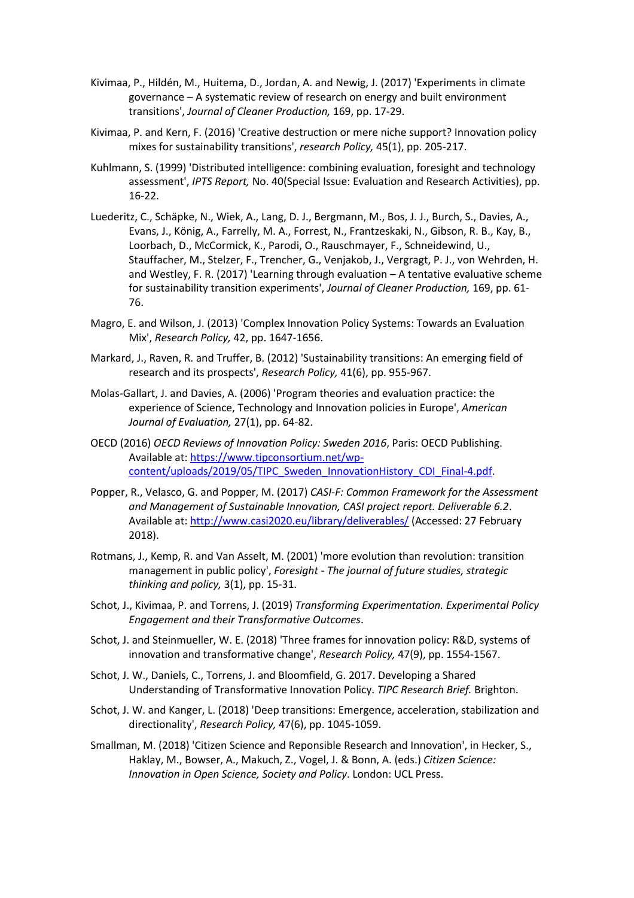Kivimaa, P., Hildén, M., Huitema, D., Jordan, A. and Newig, J. (2017) 'Experiments in climate governance – A systematic review of research on energy and built environment transitions', *Journal of Cleaner Production,* 169, pp. 17-29.

Kivimaa, P. and Kern, F. (2016) 'Creative destruction or mere niche support? Innovation policy mixes for sustainability transitions', *research Policy,* 45(1), pp. 205-217.

Kuhlmann, S. (1999) 'Distributed intelligence: combining evaluation, foresight and technology assessment', *IPTS Report,* No. 40(Special Issue: Evaluation and Research Activities), pp. 16-22.

Luederitz, C., Schäpke, N., Wiek, A., Lang, D. J., Bergmann, M., Bos, J. J., Burch, S., Davies, A., Evans, J., König, A., Farrelly, M. A., Forrest, N., Frantzeskaki, N., Gibson, R. B., Kay, B., Loorbach, D., McCormick, K., Parodi, O., Rauschmayer, F., Schneidewind, U., Stauffacher, M., Stelzer, F., Trencher, G., Venjakob, J., Vergragt, P. J., von Wehrden, H. and Westley, F. R. (2017) 'Learning through evaluation – A tentative evaluative scheme for sustainability transition experiments', *Journal of Cleaner Production,* 169, pp. 61-76.

Magro, E. and Wilson, J. (2013) 'Complex Innovation Policy Systems: Towards an Evaluation Mix', *Research Policy,* 42, pp. 1647-1656.

Markard, J., Raven, R. and Truffer, B. (2012) 'Sustainability transitions: An emerging field of research and its prospects', *Research Policy,* 41(6), pp. 955-967.

Molas-Gallart, J. and Davies, A. (2006) 'Program theories and evaluation practice: the experience of Science, Technology and Innovation policies in Europe', *American Journal of Evaluation,* 27(1), pp. 64-82.

OECD (2016) *OECD Reviews of Innovation Policy: Sweden 2016*, Paris: OECD Publishing. Available at: https://www.tipconsortium.net/wp-content/uploads/2019/05/TIPC_Sweden_InnovationHistory_CDI_Final-4.pdf.

Popper, R., Velasco, G. and Popper, M. (2017) *CASI-F: Common Framework for the Assessment and Management of Sustainable Innovation, CASI project report. Deliverable 6.2*. Available at: http://www.casi2020.eu/library/deliverables/ (Accessed: 27 February 2018).

Rotmans, J., Kemp, R. and Van Asselt, M. (2001) 'more evolution than revolution: transition management in public policy', *Foresight - The journal of future studies, strategic thinking and policy,* 3(1), pp. 15-31.

Schot, J., Kivimaa, P. and Torrens, J. (2019) *Transforming Experimentation. Experimental Policy Engagement and their Transformative Outcomes*.

Schot, J. and Steinmueller, W. E. (2018) 'Three frames for innovation policy: R&D, systems of innovation and transformative change', *Research Policy,* 47(9), pp. 1554-1567.

Schot, J. W., Daniels, C., Torrens, J. and Bloomfield, G. 2017. Developing a Shared Understanding of Transformative Innovation Policy. *TIPC Research Brief.* Brighton.

Schot, J. W. and Kanger, L. (2018) 'Deep transitions: Emergence, acceleration, stabilization and directionality', *Research Policy,* 47(6), pp. 1045-1059.

Smallman, M. (2018) 'Citizen Science and Reponsible Research and Innovation', in Hecker, S., Haklay, M., Bowser, A., Makuch, Z., Vogel, J. & Bonn, A. (eds.) *Citizen Science: Innovation in Open Science, Society and Policy*. London: UCL Press.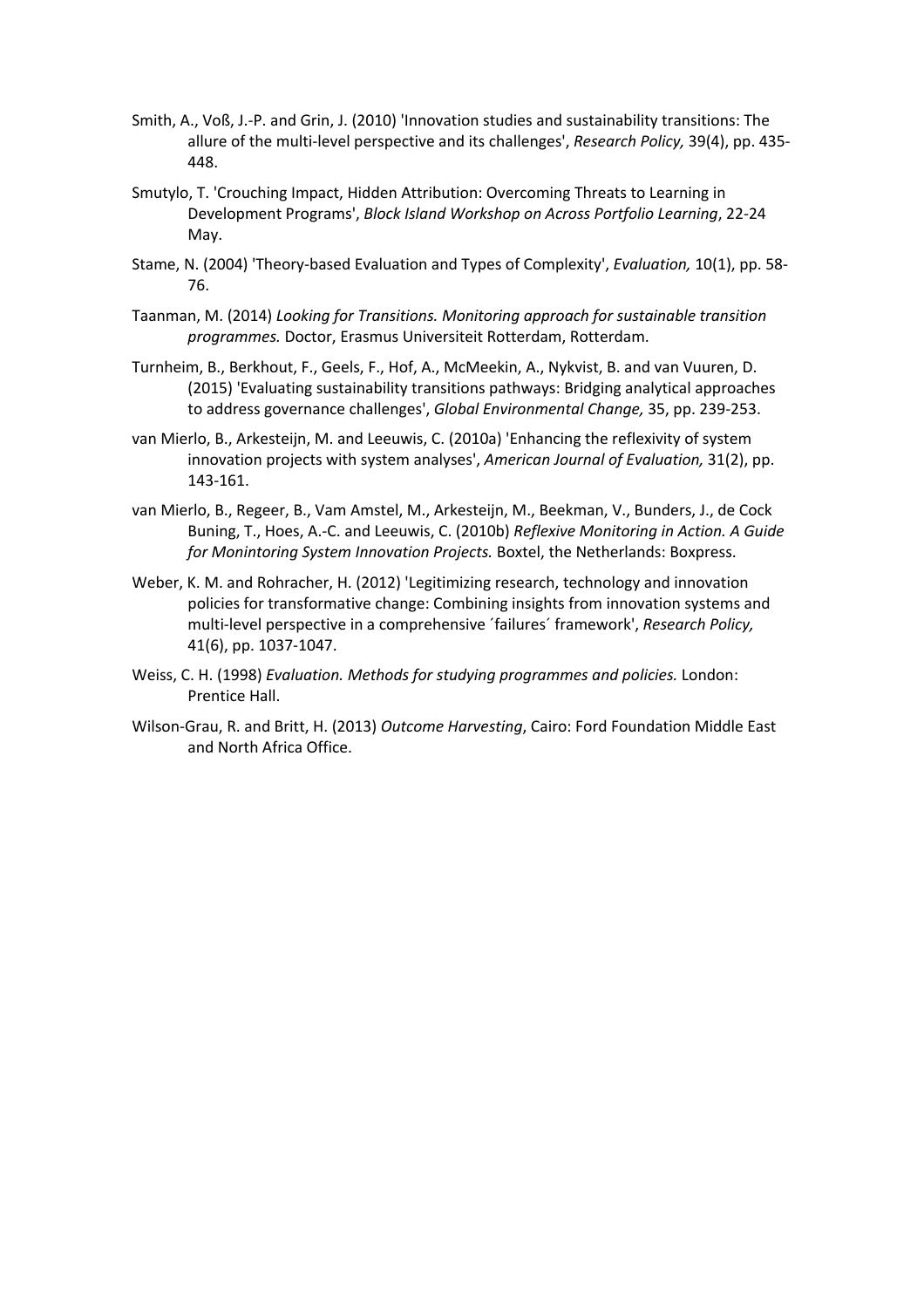Smith, A., Voß, J.-P. and Grin, J. (2010) 'Innovation studies and sustainability transitions: The allure of the multi-level perspective and its challenges', *Research Policy,* 39(4), pp. 435-448.

Smutylo, T. 'Crouching Impact, Hidden Attribution: Overcoming Threats to Learning in Development Programs', *Block Island Workshop on Across Portfolio Learning*, 22-24 May.

Stame, N. (2004) 'Theory-based Evaluation and Types of Complexity', *Evaluation,* 10(1), pp. 58-76.

Taanman, M. (2014) *Looking for Transitions. Monitoring approach for sustainable transition programmes.* Doctor, Erasmus Universiteit Rotterdam, Rotterdam.

Turnheim, B., Berkhout, F., Geels, F., Hof, A., McMeekin, A., Nykvist, B. and van Vuuren, D. (2015) 'Evaluating sustainability transitions pathways: Bridging analytical approaches to address governance challenges', *Global Environmental Change,* 35, pp. 239-253.

van Mierlo, B., Arkesteijn, M. and Leeuwis, C. (2010a) 'Enhancing the reflexivity of system innovation projects with system analyses', *American Journal of Evaluation,* 31(2), pp. 143-161.

van Mierlo, B., Regeer, B., Vam Amstel, M., Arkesteijn, M., Beekman, V., Bunders, J., de Cock Buning, T., Hoes, A.-C. and Leeuwis, C. (2010b) *Reflexive Monitoring in Action. A Guide for Monintoring System Innovation Projects.* Boxtel, the Netherlands: Boxpress.

Weber, K. M. and Rohracher, H. (2012) 'Legitimizing research, technology and innovation policies for transformative change: Combining insights from innovation systems and multi-level perspective in a comprehensive ´failures´ framework', *Research Policy,* 41(6), pp. 1037-1047.

Weiss, C. H. (1998) *Evaluation. Methods for studying programmes and policies.* London: Prentice Hall.

Wilson-Grau, R. and Britt, H. (2013) *Outcome Harvesting*, Cairo: Ford Foundation Middle East and North Africa Office.